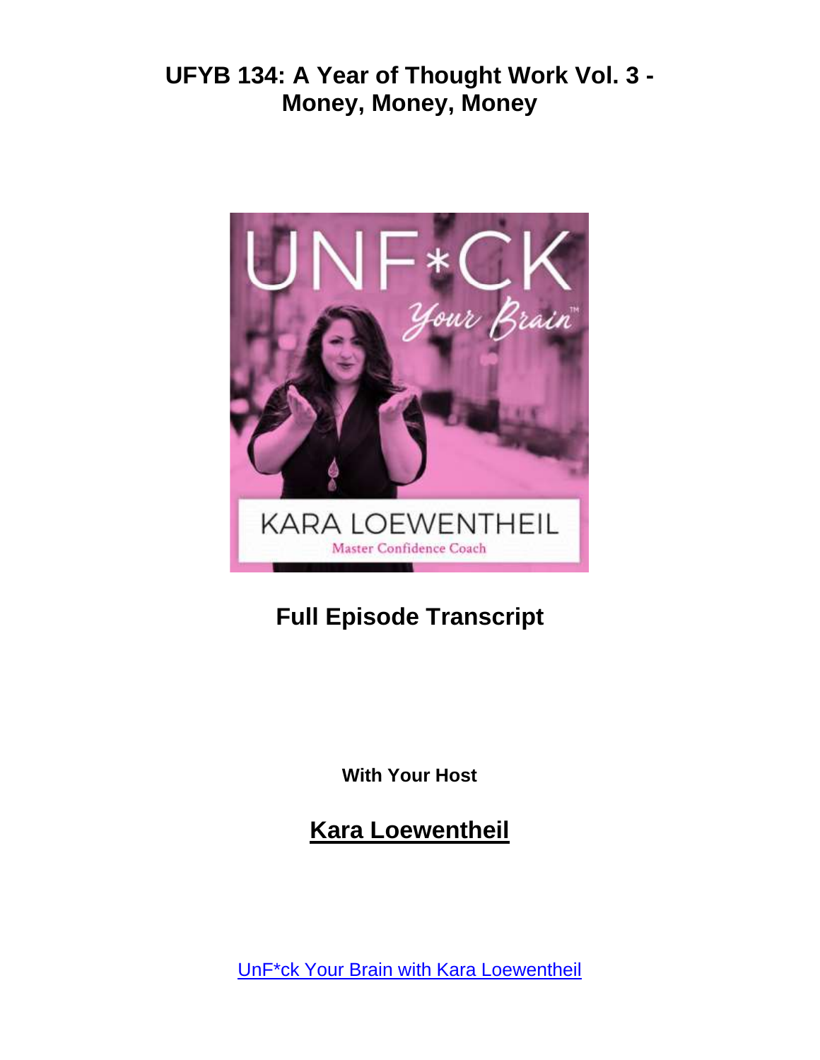# UFYB 134: A Year of Thought Work Vol. 3 - Money, Money, Money

## Full Episode Transcript

**With Your Host**

## Kara Loewentheil

UnF*ck Your Brain with Kara Loewentheil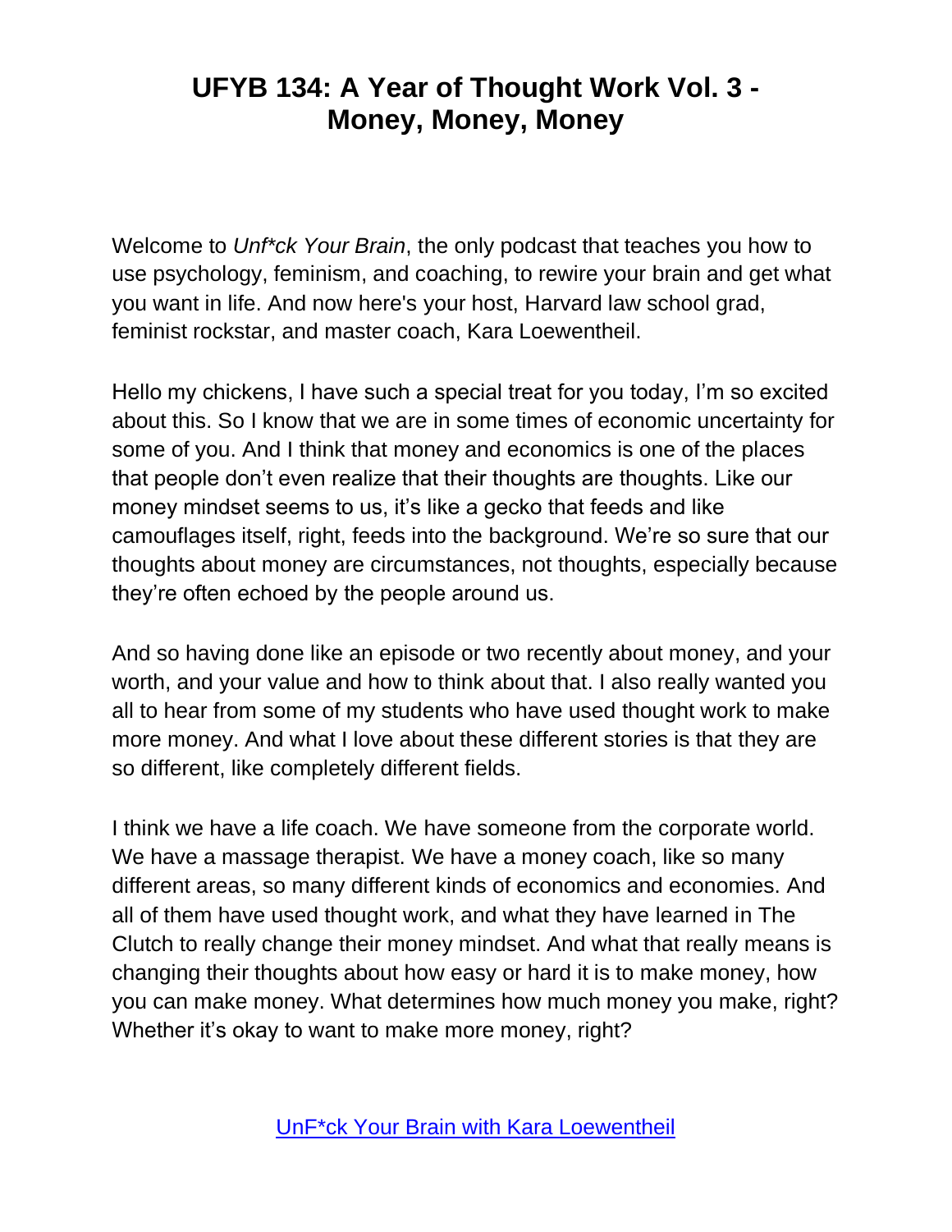# UFYB 134: A Year of Thought Work Vol. 3 - Money, Money, Money

Welcome to *Unf*ck Your Brain*, the only podcast that teaches you how to use psychology, feminism, and coaching, to rewire your brain and get what you want in life. And now here's your host, Harvard law school grad, feminist rockstar, and master coach, Kara Loewentheil.

Hello my chickens, I have such a special treat for you today, I'm so excited about this. So I know that we are in some times of economic uncertainty for some of you. And I think that money and economics is one of the places that people don't even realize that their thoughts are thoughts. Like our money mindset seems to us, it's like a gecko that feeds and like camouflages itself, right, feeds into the background. We're so sure that our thoughts about money are circumstances, not thoughts, especially because they're often echoed by the people around us.

And so having done like an episode or two recently about money, and your worth, and your value and how to think about that. I also really wanted you all to hear from some of my students who have used thought work to make more money. And what I love about these different stories is that they are so different, like completely different fields.

I think we have a life coach. We have someone from the corporate world. We have a massage therapist. We have a money coach, like so many different areas, so many different kinds of economics and economies. And all of them have used thought work, and what they have learned in The Clutch to really change their money mindset. And what that really means is changing their thoughts about how easy or hard it is to make money, how you can make money. What determines how much money you make, right? Whether it's okay to want to make more money, right?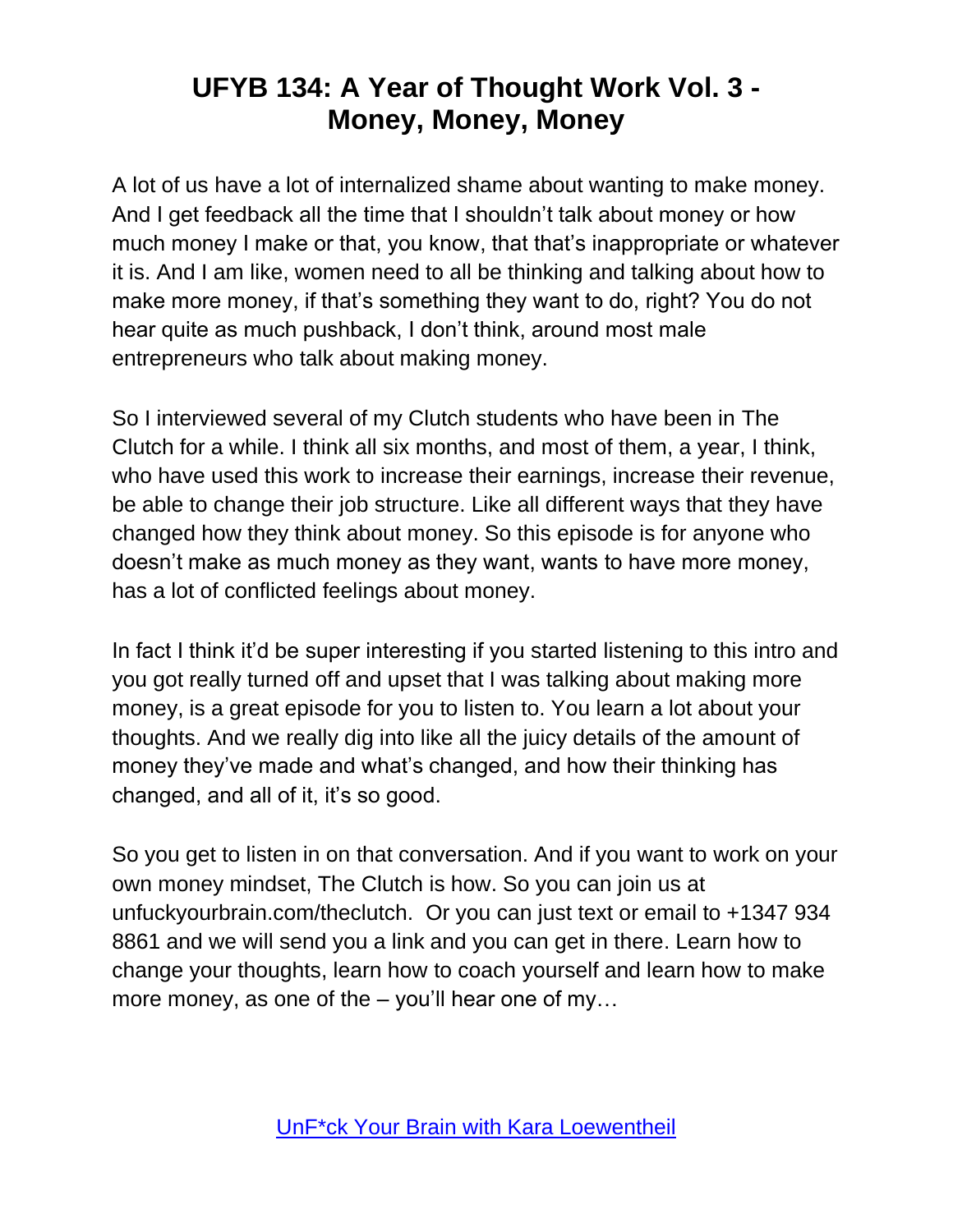# UFYB 134: A Year of Thought Work Vol. 3 - Money, Money, Money

A lot of us have a lot of internalized shame about wanting to make money. And I get feedback all the time that I shouldn't talk about money or how much money I make or that, you know, that that's inappropriate or whatever it is. And I am like, women need to all be thinking and talking about how to make more money, if that's something they want to do, right? You do not hear quite as much pushback, I don't think, around most male entrepreneurs who talk about making money.

So I interviewed several of my Clutch students who have been in The Clutch for a while. I think all six months, and most of them, a year, I think, who have used this work to increase their earnings, increase their revenue, be able to change their job structure. Like all different ways that they have changed how they think about money. So this episode is for anyone who doesn't make as much money as they want, wants to have more money, has a lot of conflicted feelings about money.

In fact I think it'd be super interesting if you started listening to this intro and you got really turned off and upset that I was talking about making more money, is a great episode for you to listen to. You learn a lot about your thoughts. And we really dig into like all the juicy details of the amount of money they've made and what's changed, and how their thinking has changed, and all of it, it's so good.

So you get to listen in on that conversation. And if you want to work on your own money mindset, The Clutch is how. So you can join us at unfuckyourbrain.com/theclutch. Or you can just text or email to +1347 934 8861 and we will send you a link and you can get in there. Learn how to change your thoughts, learn how to coach yourself and learn how to make more money, as one of the – you'll hear one of my…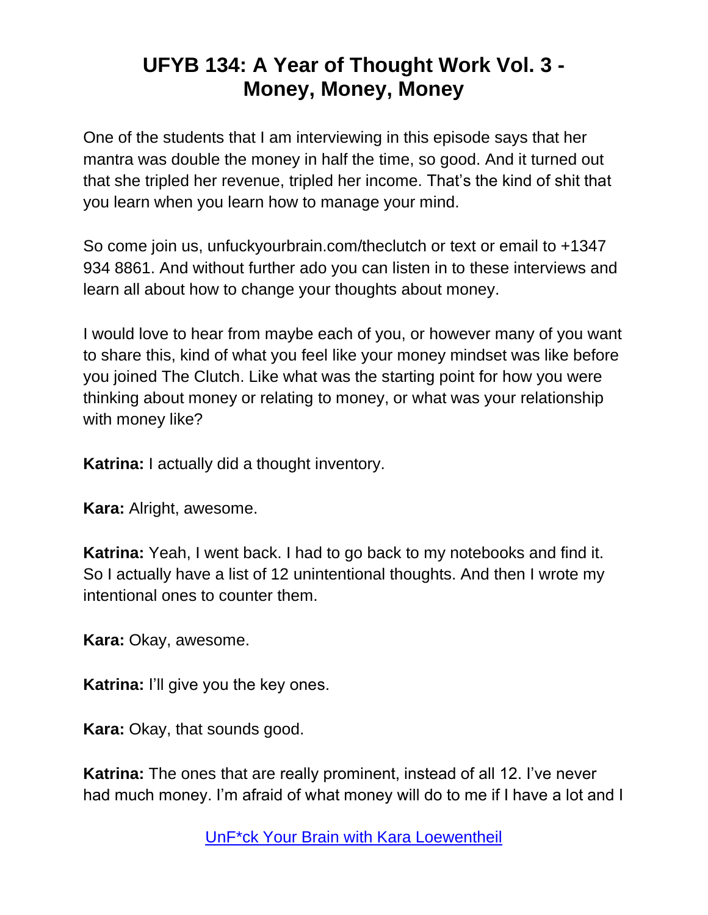# UFYB 134: A Year of Thought Work Vol. 3 - Money, Money, Money

One of the students that I am interviewing in this episode says that her mantra was double the money in half the time, so good. And it turned out that she tripled her revenue, tripled her income. That's the kind of shit that you learn when you learn how to manage your mind.

So come join us, unfuckyourbrain.com/theclutch or text or email to +1347 934 8861. And without further ado you can listen in to these interviews and learn all about how to change your thoughts about money.

I would love to hear from maybe each of you, or however many of you want to share this, kind of what you feel like your money mindset was like before you joined The Clutch. Like what was the starting point for how you were thinking about money or relating to money, or what was your relationship with money like?

**Katrina:** I actually did a thought inventory.

**Kara:** Alright, awesome.

**Katrina:** Yeah, I went back. I had to go back to my notebooks and find it. So I actually have a list of 12 unintentional thoughts. And then I wrote my intentional ones to counter them.

**Kara:** Okay, awesome.

**Katrina:** I'll give you the key ones.

**Kara:** Okay, that sounds good.

**Katrina:** The ones that are really prominent, instead of all 12. I've never had much money. I'm afraid of what money will do to me if I have a lot and I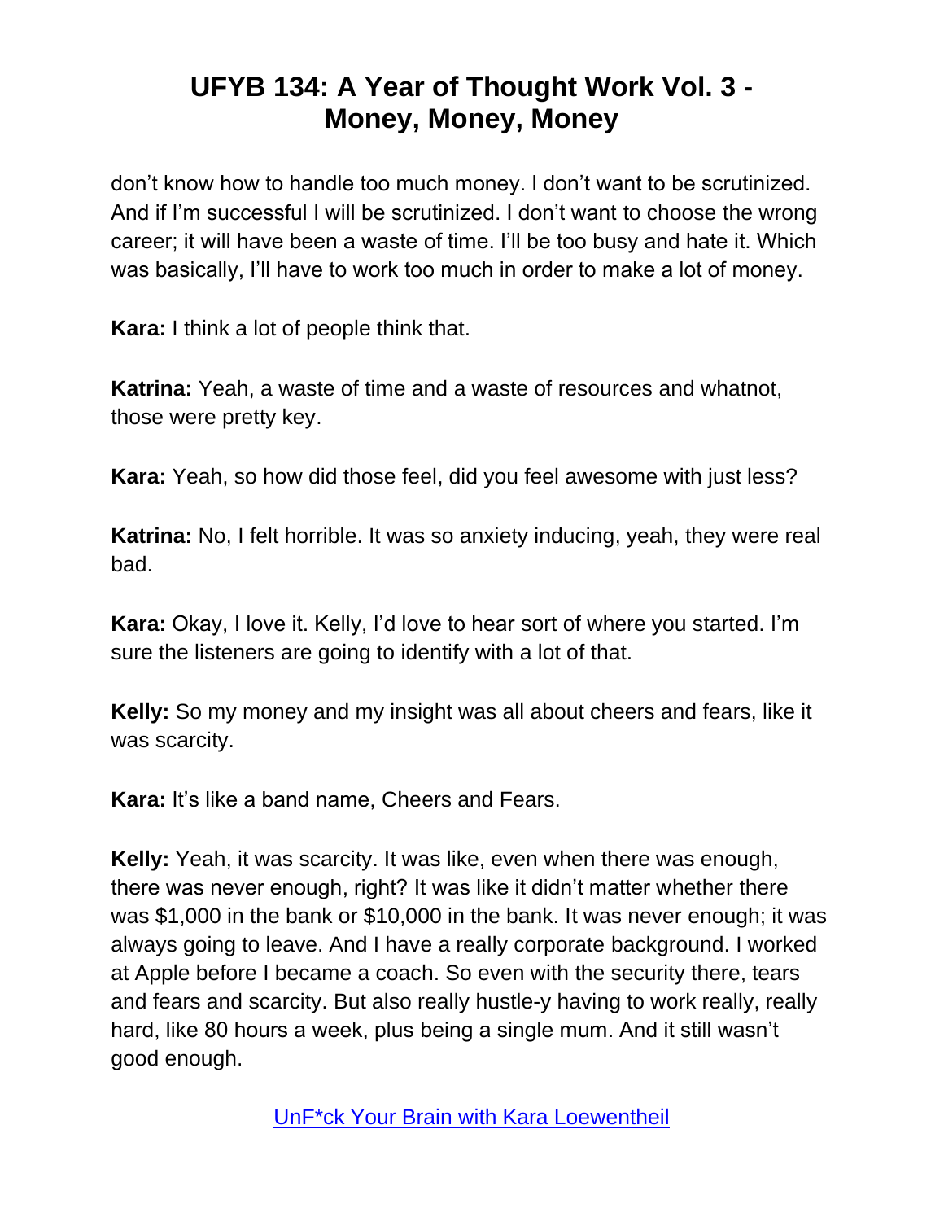don't know how to handle too much money. I don't want to be scrutinized. And if I'm successful I will be scrutinized. I don't want to choose the wrong career; it will have been a waste of time. I'll be too busy and hate it. Which was basically, I'll have to work too much in order to make a lot of money.

**Kara:** I think a lot of people think that.

**Katrina:** Yeah, a waste of time and a waste of resources and whatnot, those were pretty key.

**Kara:** Yeah, so how did those feel, did you feel awesome with just less?

**Katrina:** No, I felt horrible. It was so anxiety inducing, yeah, they were real bad.

**Kara:** Okay, I love it. Kelly, I'd love to hear sort of where you started. I'm sure the listeners are going to identify with a lot of that.

**Kelly:** So my money and my insight was all about cheers and fears, like it was scarcity.

**Kara:** It's like a band name, Cheers and Fears.

**Kelly:** Yeah, it was scarcity. It was like, even when there was enough, there was never enough, right? It was like it didn't matter whether there was $1,000 in the bank or $10,000 in the bank. It was never enough; it was always going to leave. And I have a really corporate background. I worked at Apple before I became a coach. So even with the security there, tears and fears and scarcity. But also really hustle-y having to work really, really hard, like 80 hours a week, plus being a single mum. And it still wasn't good enough.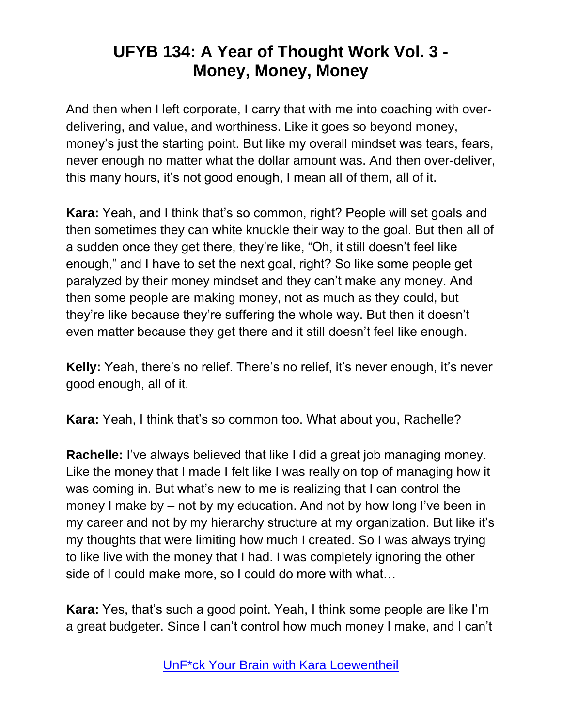And then when I left corporate, I carry that with me into coaching with over-delivering, and value, and worthiness. Like it goes so beyond money, money's just the starting point. But like my overall mindset was tears, fears, never enough no matter what the dollar amount was. And then over-deliver, this many hours, it's not good enough, I mean all of them, all of it.

**Kara:** Yeah, and I think that's so common, right? People will set goals and then sometimes they can white knuckle their way to the goal. But then all of a sudden once they get there, they're like, "Oh, it still doesn't feel like enough," and I have to set the next goal, right? So like some people get paralyzed by their money mindset and they can't make any money. And then some people are making money, not as much as they could, but they're like because they're suffering the whole way. But then it doesn't even matter because they get there and it still doesn't feel like enough.

**Kelly:** Yeah, there's no relief. There's no relief, it's never enough, it's never good enough, all of it.

**Kara:** Yeah, I think that's so common too. What about you, Rachelle?

**Rachelle:** I've always believed that like I did a great job managing money. Like the money that I made I felt like I was really on top of managing how it was coming in. But what's new to me is realizing that I can control the money I make by – not by my education. And not by how long I've been in my career and not by my hierarchy structure at my organization. But like it's my thoughts that were limiting how much I created. So I was always trying to like live with the money that I had. I was completely ignoring the other side of I could make more, so I could do more with what…

**Kara:** Yes, that's such a good point. Yeah, I think some people are like I'm a great budgeter. Since I can't control how much money I make, and I can't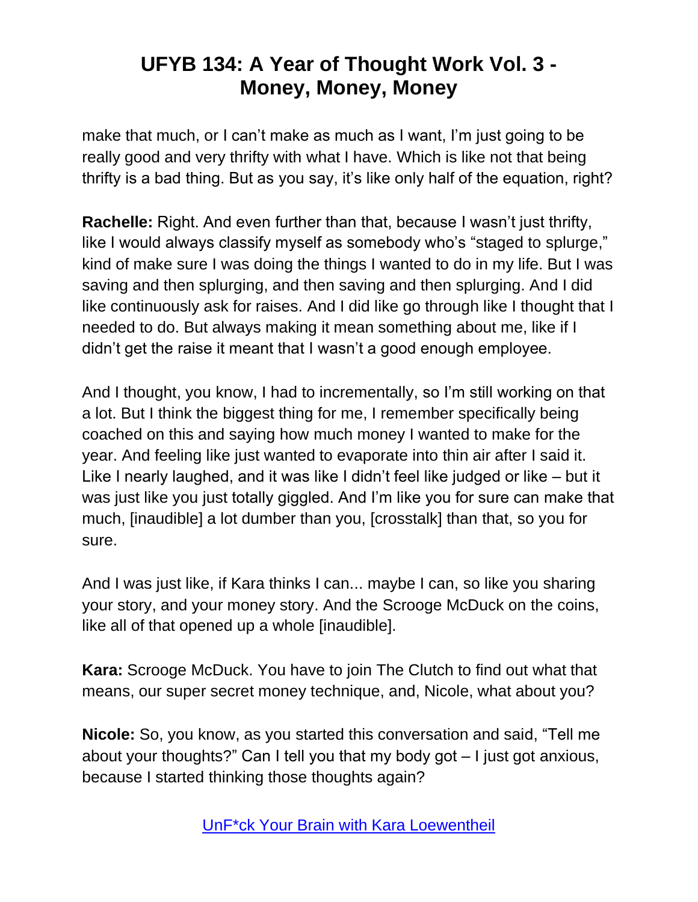make that much, or I can't make as much as I want, I'm just going to be really good and very thrifty with what I have. Which is like not that being thrifty is a bad thing. But as you say, it's like only half of the equation, right?

**Rachelle:** Right. And even further than that, because I wasn't just thrifty, like I would always classify myself as somebody who's "staged to splurge," kind of make sure I was doing the things I wanted to do in my life. But I was saving and then splurging, and then saving and then splurging. And I did like continuously ask for raises. And I did like go through like I thought that I needed to do. But always making it mean something about me, like if I didn't get the raise it meant that I wasn't a good enough employee.

And I thought, you know, I had to incrementally, so I'm still working on that a lot. But I think the biggest thing for me, I remember specifically being coached on this and saying how much money I wanted to make for the year. And feeling like just wanted to evaporate into thin air after I said it. Like I nearly laughed, and it was like I didn't feel like judged or like – but it was just like you just totally giggled. And I'm like you for sure can make that much, [inaudible] a lot dumber than you, [crosstalk] than that, so you for sure.

And I was just like, if Kara thinks I can... maybe I can, so like you sharing your story, and your money story. And the Scrooge McDuck on the coins, like all of that opened up a whole [inaudible].

**Kara:** Scrooge McDuck. You have to join The Clutch to find out what that means, our super secret money technique, and, Nicole, what about you?

**Nicole:** So, you know, as you started this conversation and said, "Tell me about your thoughts?" Can I tell you that my body got – I just got anxious, because I started thinking those thoughts again?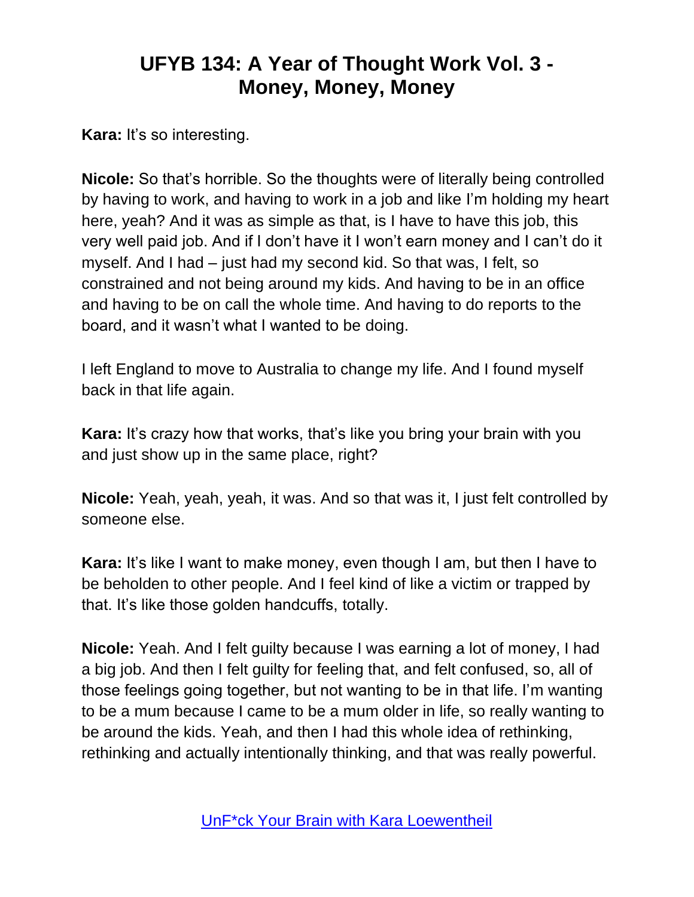**Kara:** It's so interesting.

**Nicole:** So that's horrible. So the thoughts were of literally being controlled by having to work, and having to work in a job and like I'm holding my heart here, yeah? And it was as simple as that, is I have to have this job, this very well paid job. And if I don't have it I won't earn money and I can't do it myself. And I had – just had my second kid. So that was, I felt, so constrained and not being around my kids. And having to be in an office and having to be on call the whole time. And having to do reports to the board, and it wasn't what I wanted to be doing.

I left England to move to Australia to change my life. And I found myself back in that life again.

**Kara:** It's crazy how that works, that's like you bring your brain with you and just show up in the same place, right?

**Nicole:** Yeah, yeah, yeah, it was. And so that was it, I just felt controlled by someone else.

**Kara:** It's like I want to make money, even though I am, but then I have to be beholden to other people. And I feel kind of like a victim or trapped by that. It's like those golden handcuffs, totally.

**Nicole:** Yeah. And I felt guilty because I was earning a lot of money, I had a big job. And then I felt guilty for feeling that, and felt confused, so, all of those feelings going together, but not wanting to be in that life. I'm wanting to be a mum because I came to be a mum older in life, so really wanting to be around the kids. Yeah, and then I had this whole idea of rethinking, rethinking and actually intentionally thinking, and that was really powerful.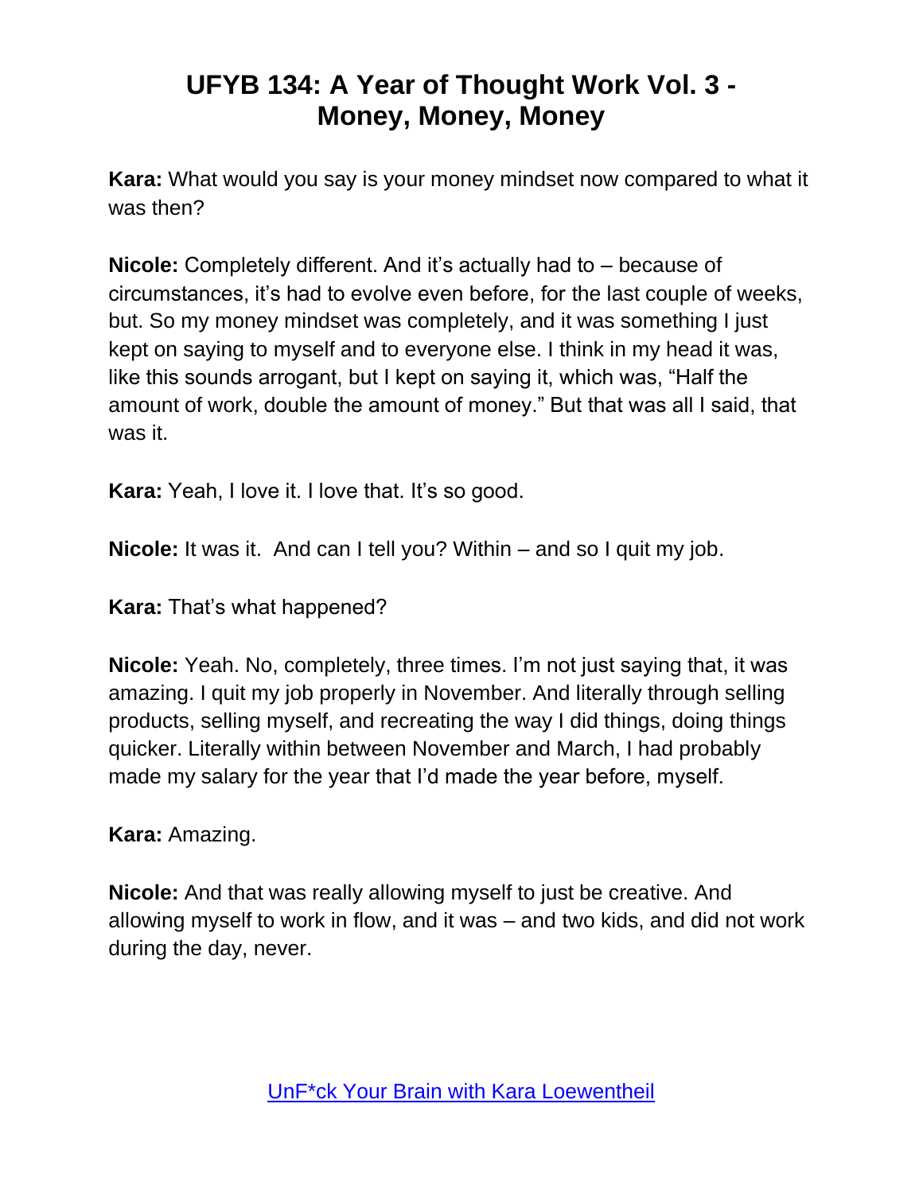# UFYB 134: A Year of Thought Work Vol. 3 - Money, Money, Money

**Kara:** What would you say is your money mindset now compared to what it was then?

**Nicole:** Completely different. And it's actually had to – because of circumstances, it's had to evolve even before, for the last couple of weeks, but. So my money mindset was completely, and it was something I just kept on saying to myself and to everyone else. I think in my head it was, like this sounds arrogant, but I kept on saying it, which was, "Half the amount of work, double the amount of money." But that was all I said, that was it.

**Kara:** Yeah, I love it. I love that. It's so good.

**Nicole:** It was it. And can I tell you? Within – and so I quit my job.

**Kara:** That's what happened?

**Nicole:** Yeah. No, completely, three times. I'm not just saying that, it was amazing. I quit my job properly in November. And literally through selling products, selling myself, and recreating the way I did things, doing things quicker. Literally within between November and March, I had probably made my salary for the year that I'd made the year before, myself.

**Kara:** Amazing.

**Nicole:** And that was really allowing myself to just be creative. And allowing myself to work in flow, and it was – and two kids, and did not work during the day, never.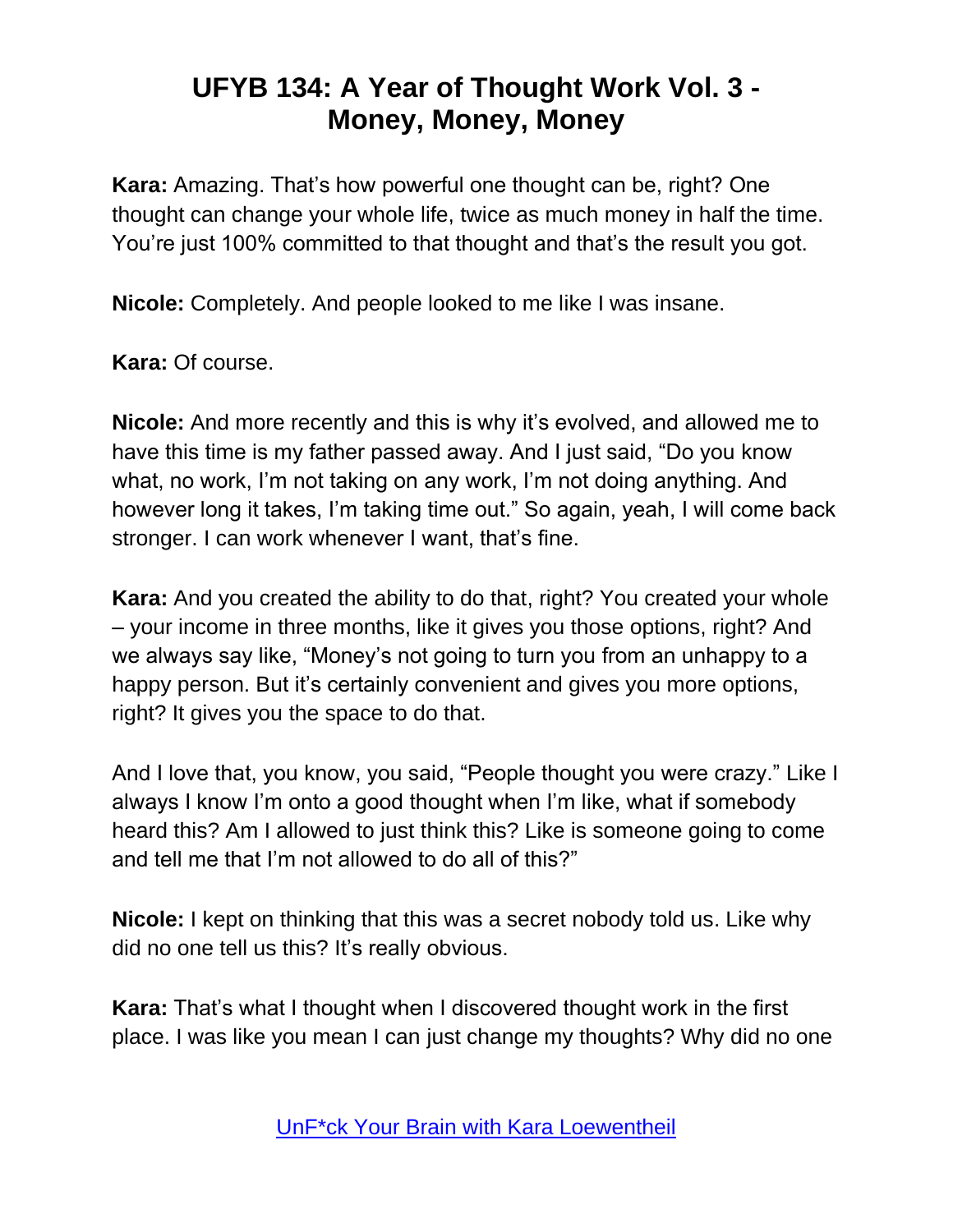**Kara:** Amazing. That's how powerful one thought can be, right? One thought can change your whole life, twice as much money in half the time. You're just 100% committed to that thought and that's the result you got.

**Nicole:** Completely. And people looked to me like I was insane.

**Kara:** Of course.

**Nicole:** And more recently and this is why it's evolved, and allowed me to have this time is my father passed away. And I just said, "Do you know what, no work, I'm not taking on any work, I'm not doing anything. And however long it takes, I'm taking time out." So again, yeah, I will come back stronger. I can work whenever I want, that's fine.

**Kara:** And you created the ability to do that, right? You created your whole – your income in three months, like it gives you those options, right? And we always say like, "Money's not going to turn you from an unhappy to a happy person. But it's certainly convenient and gives you more options, right? It gives you the space to do that.

And I love that, you know, you said, "People thought you were crazy." Like I always I know I'm onto a good thought when I'm like, what if somebody heard this? Am I allowed to just think this? Like is someone going to come and tell me that I'm not allowed to do all of this?"

**Nicole:** I kept on thinking that this was a secret nobody told us. Like why did no one tell us this? It's really obvious.

**Kara:** That's what I thought when I discovered thought work in the first place. I was like you mean I can just change my thoughts? Why did no one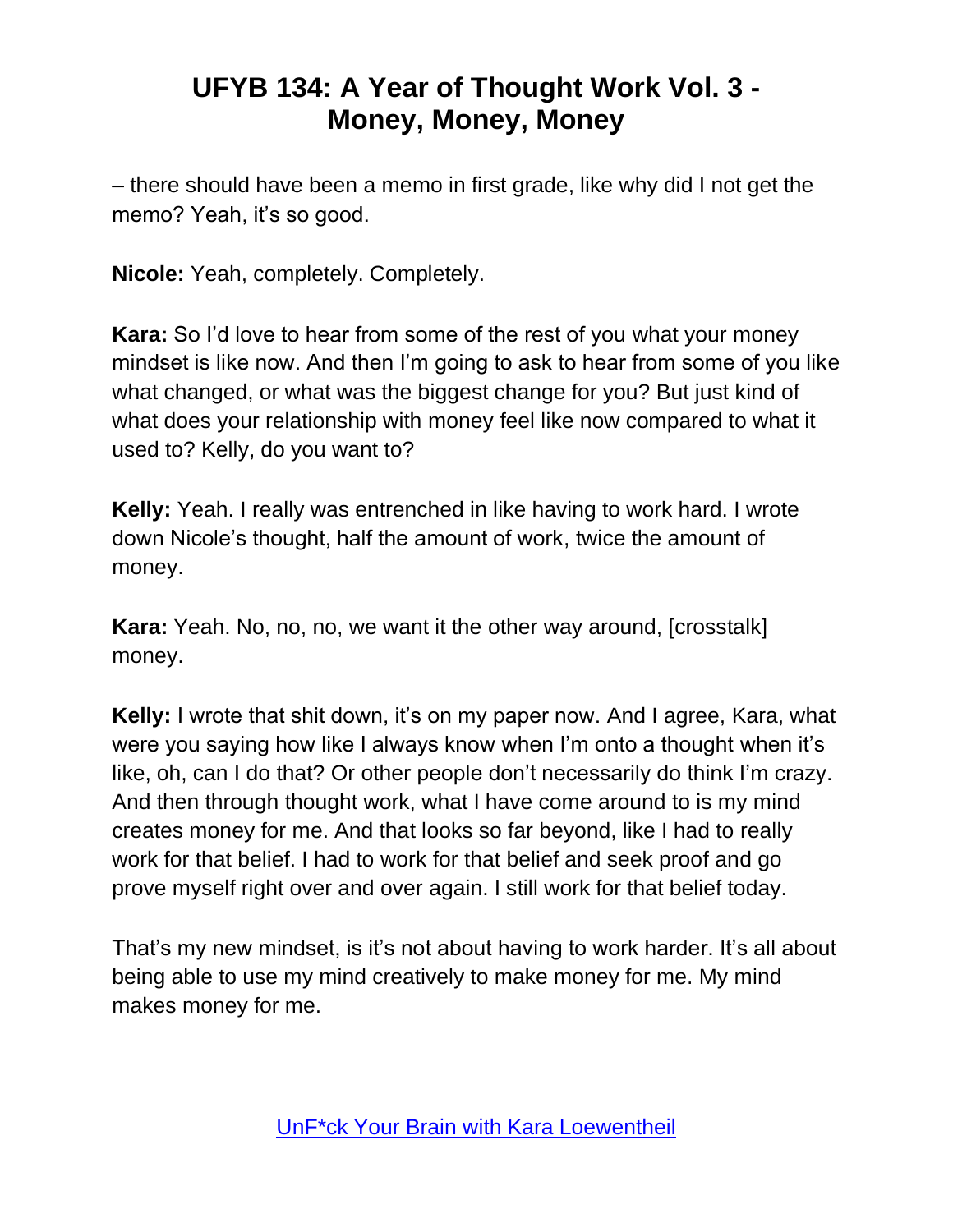– there should have been a memo in first grade, like why did I not get the memo? Yeah, it's so good.

**Nicole:** Yeah, completely. Completely.

**Kara:** So I'd love to hear from some of the rest of you what your money mindset is like now. And then I'm going to ask to hear from some of you like what changed, or what was the biggest change for you? But just kind of what does your relationship with money feel like now compared to what it used to? Kelly, do you want to?

**Kelly:** Yeah. I really was entrenched in like having to work hard. I wrote down Nicole's thought, half the amount of work, twice the amount of money.

**Kara:** Yeah. No, no, no, we want it the other way around, [crosstalk] money.

**Kelly:** I wrote that shit down, it's on my paper now. And I agree, Kara, what were you saying how like I always know when I'm onto a thought when it's like, oh, can I do that? Or other people don't necessarily do think I'm crazy. And then through thought work, what I have come around to is my mind creates money for me. And that looks so far beyond, like I had to really work for that belief. I had to work for that belief and seek proof and go prove myself right over and over again. I still work for that belief today.

That's my new mindset, is it's not about having to work harder. It's all about being able to use my mind creatively to make money for me. My mind makes money for me.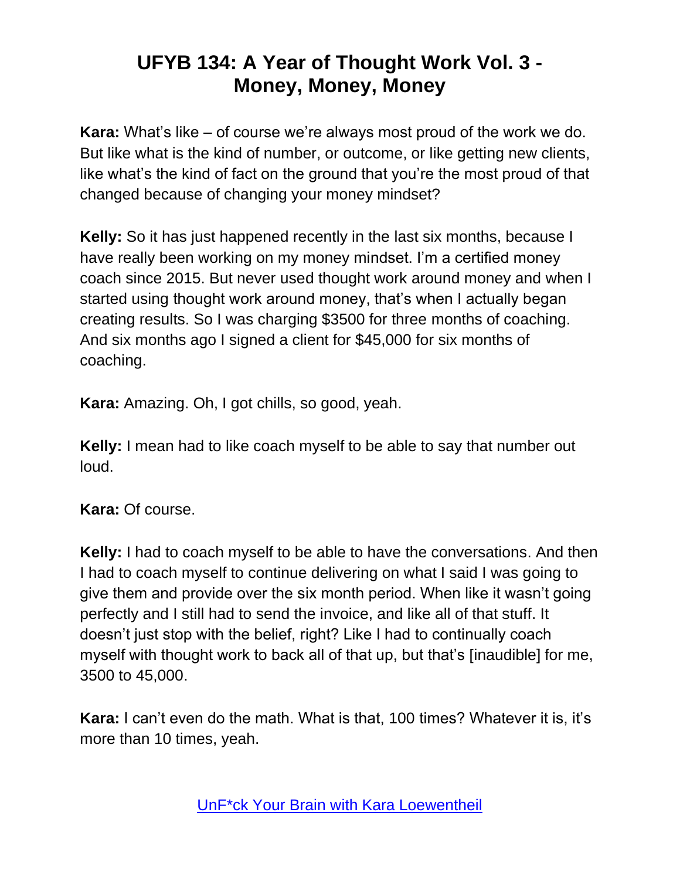# UFYB 134: A Year of Thought Work Vol. 3 - Money, Money, Money

**Kara:** What's like – of course we're always most proud of the work we do. But like what is the kind of number, or outcome, or like getting new clients, like what's the kind of fact on the ground that you're the most proud of that changed because of changing your money mindset?

**Kelly:** So it has just happened recently in the last six months, because I have really been working on my money mindset. I'm a certified money coach since 2015. But never used thought work around money and when I started using thought work around money, that's when I actually began creating results. So I was charging $3500 for three months of coaching. And six months ago I signed a client for $45,000 for six months of coaching.

**Kara:** Amazing. Oh, I got chills, so good, yeah.

**Kelly:** I mean had to like coach myself to be able to say that number out loud.

**Kara:** Of course.

**Kelly:** I had to coach myself to be able to have the conversations. And then I had to coach myself to continue delivering on what I said I was going to give them and provide over the six month period. When like it wasn't going perfectly and I still had to send the invoice, and like all of that stuff. It doesn't just stop with the belief, right? Like I had to continually coach myself with thought work to back all of that up, but that's [inaudible] for me, 3500 to 45,000.

**Kara:** I can't even do the math. What is that, 100 times? Whatever it is, it's more than 10 times, yeah.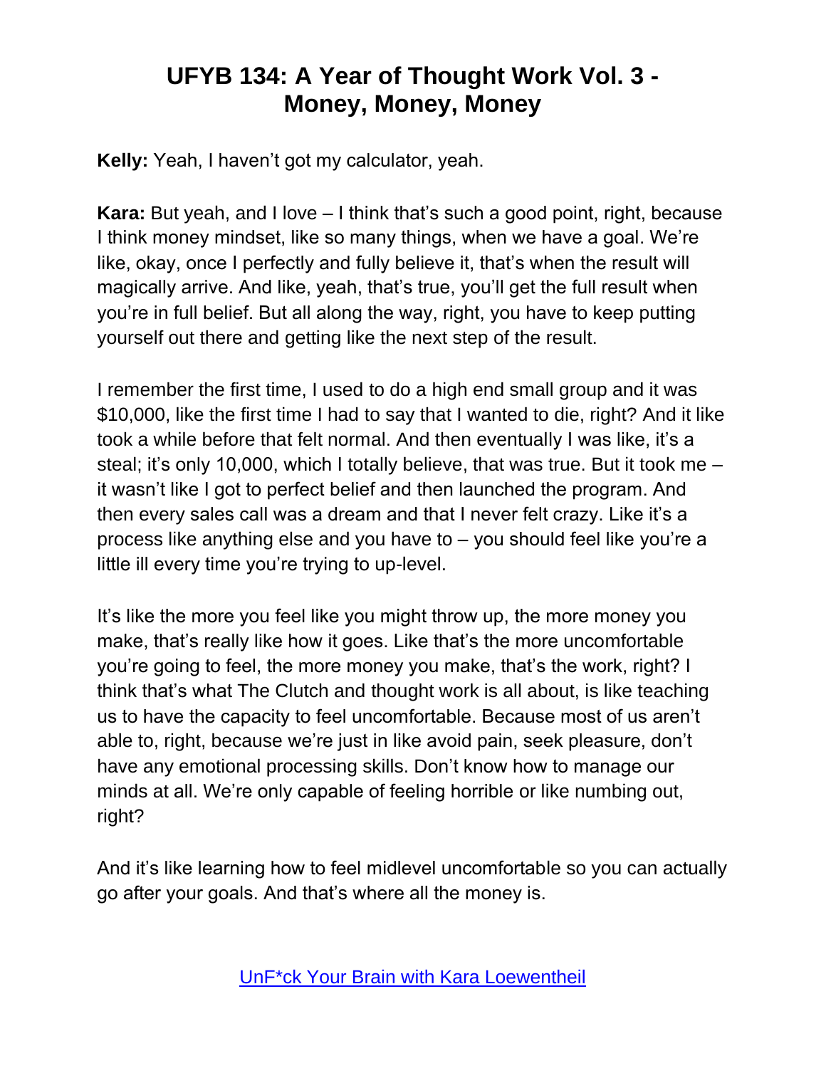**Kelly:** Yeah, I haven't got my calculator, yeah.

**Kara:** But yeah, and I love – I think that's such a good point, right, because I think money mindset, like so many things, when we have a goal. We're like, okay, once I perfectly and fully believe it, that's when the result will magically arrive. And like, yeah, that's true, you'll get the full result when you're in full belief. But all along the way, right, you have to keep putting yourself out there and getting like the next step of the result.

I remember the first time, I used to do a high end small group and it was $10,000, like the first time I had to say that I wanted to die, right? And it like took a while before that felt normal. And then eventually I was like, it's a steal; it's only 10,000, which I totally believe, that was true. But it took me – it wasn't like I got to perfect belief and then launched the program. And then every sales call was a dream and that I never felt crazy. Like it's a process like anything else and you have to – you should feel like you're a little ill every time you're trying to up-level.

It's like the more you feel like you might throw up, the more money you make, that's really like how it goes. Like that's the more uncomfortable you're going to feel, the more money you make, that's the work, right? I think that's what The Clutch and thought work is all about, is like teaching us to have the capacity to feel uncomfortable. Because most of us aren't able to, right, because we're just in like avoid pain, seek pleasure, don't have any emotional processing skills. Don't know how to manage our minds at all. We're only capable of feeling horrible or like numbing out, right?

And it's like learning how to feel midlevel uncomfortable so you can actually go after your goals. And that's where all the money is.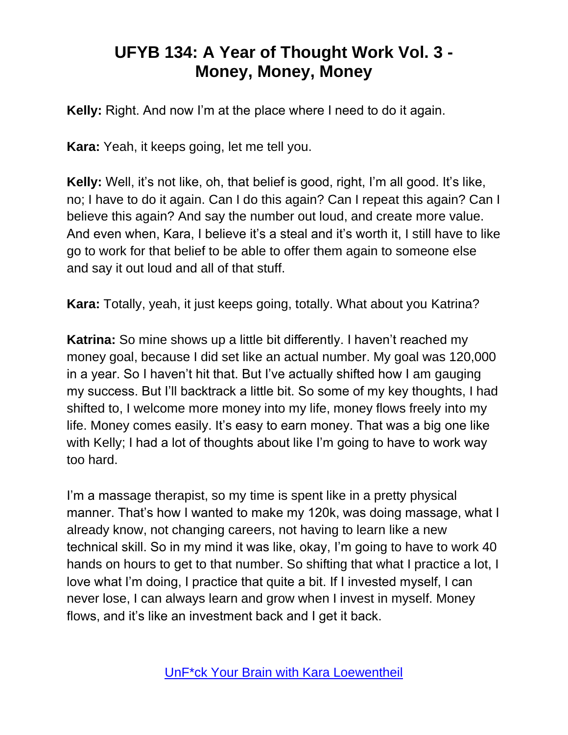**Kelly:** Right. And now I'm at the place where I need to do it again.

**Kara:** Yeah, it keeps going, let me tell you.

**Kelly:** Well, it's not like, oh, that belief is good, right, I'm all good. It's like, no; I have to do it again. Can I do this again? Can I repeat this again? Can I believe this again? And say the number out loud, and create more value. And even when, Kara, I believe it's a steal and it's worth it, I still have to like go to work for that belief to be able to offer them again to someone else and say it out loud and all of that stuff.

**Kara:** Totally, yeah, it just keeps going, totally. What about you Katrina?

**Katrina:** So mine shows up a little bit differently. I haven't reached my money goal, because I did set like an actual number. My goal was 120,000 in a year. So I haven't hit that. But I've actually shifted how I am gauging my success. But I'll backtrack a little bit. So some of my key thoughts, I had shifted to, I welcome more money into my life, money flows freely into my life. Money comes easily. It's easy to earn money. That was a big one like with Kelly; I had a lot of thoughts about like I'm going to have to work way too hard.

I'm a massage therapist, so my time is spent like in a pretty physical manner. That's how I wanted to make my 120k, was doing massage, what I already know, not changing careers, not having to learn like a new technical skill. So in my mind it was like, okay, I'm going to have to work 40 hands on hours to get to that number. So shifting that what I practice a lot, I love what I'm doing, I practice that quite a bit. If I invested myself, I can never lose, I can always learn and grow when I invest in myself. Money flows, and it's like an investment back and I get it back.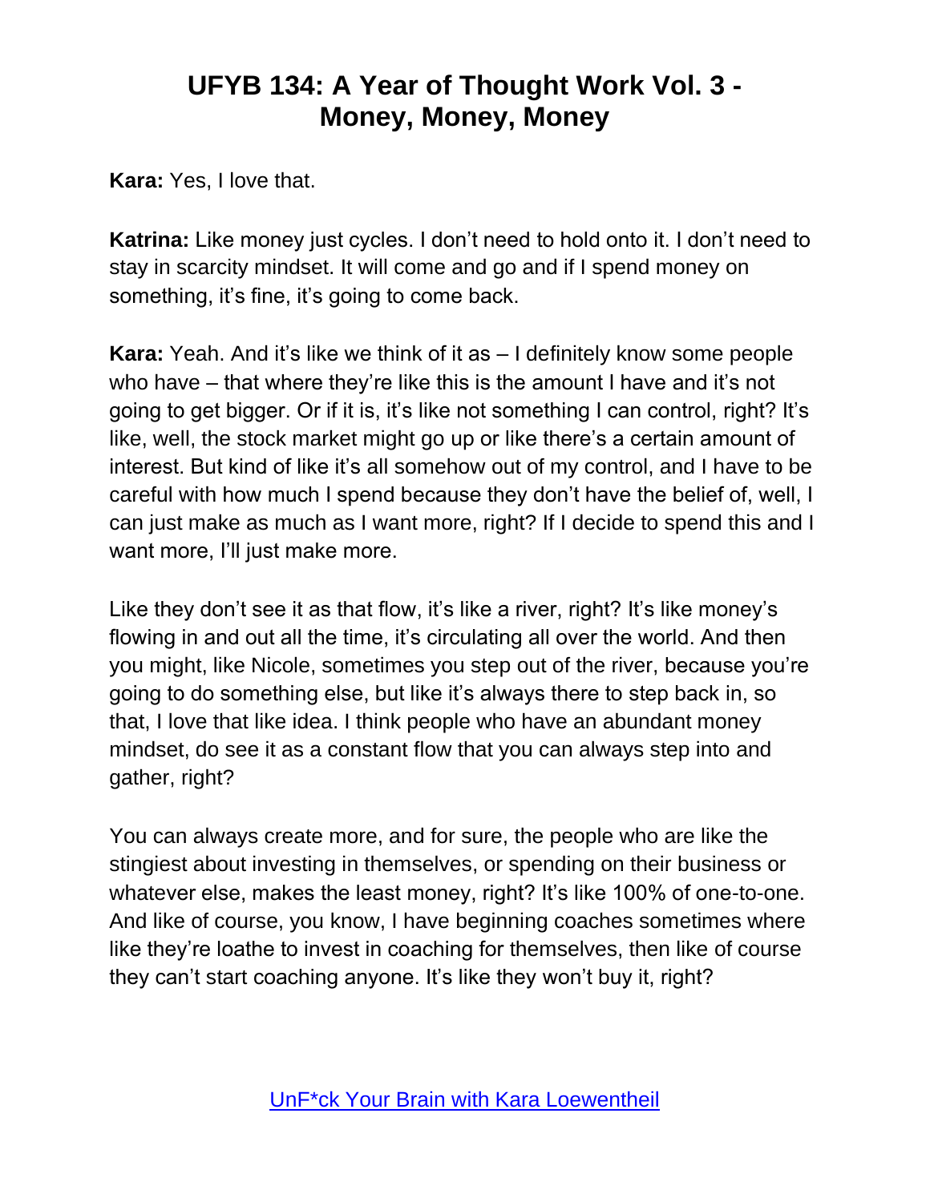**Kara:** Yes, I love that.

**Katrina:** Like money just cycles. I don't need to hold onto it. I don't need to stay in scarcity mindset. It will come and go and if I spend money on something, it's fine, it's going to come back.

**Kara:** Yeah. And it's like we think of it as – I definitely know some people who have – that where they're like this is the amount I have and it's not going to get bigger. Or if it is, it's like not something I can control, right? It's like, well, the stock market might go up or like there's a certain amount of interest. But kind of like it's all somehow out of my control, and I have to be careful with how much I spend because they don't have the belief of, well, I can just make as much as I want more, right? If I decide to spend this and I want more, I'll just make more.

Like they don't see it as that flow, it's like a river, right? It's like money's flowing in and out all the time, it's circulating all over the world. And then you might, like Nicole, sometimes you step out of the river, because you're going to do something else, but like it's always there to step back in, so that, I love that like idea. I think people who have an abundant money mindset, do see it as a constant flow that you can always step into and gather, right?

You can always create more, and for sure, the people who are like the stingiest about investing in themselves, or spending on their business or whatever else, makes the least money, right? It's like 100% of one-to-one. And like of course, you know, I have beginning coaches sometimes where like they're loathe to invest in coaching for themselves, then like of course they can't start coaching anyone. It's like they won't buy it, right?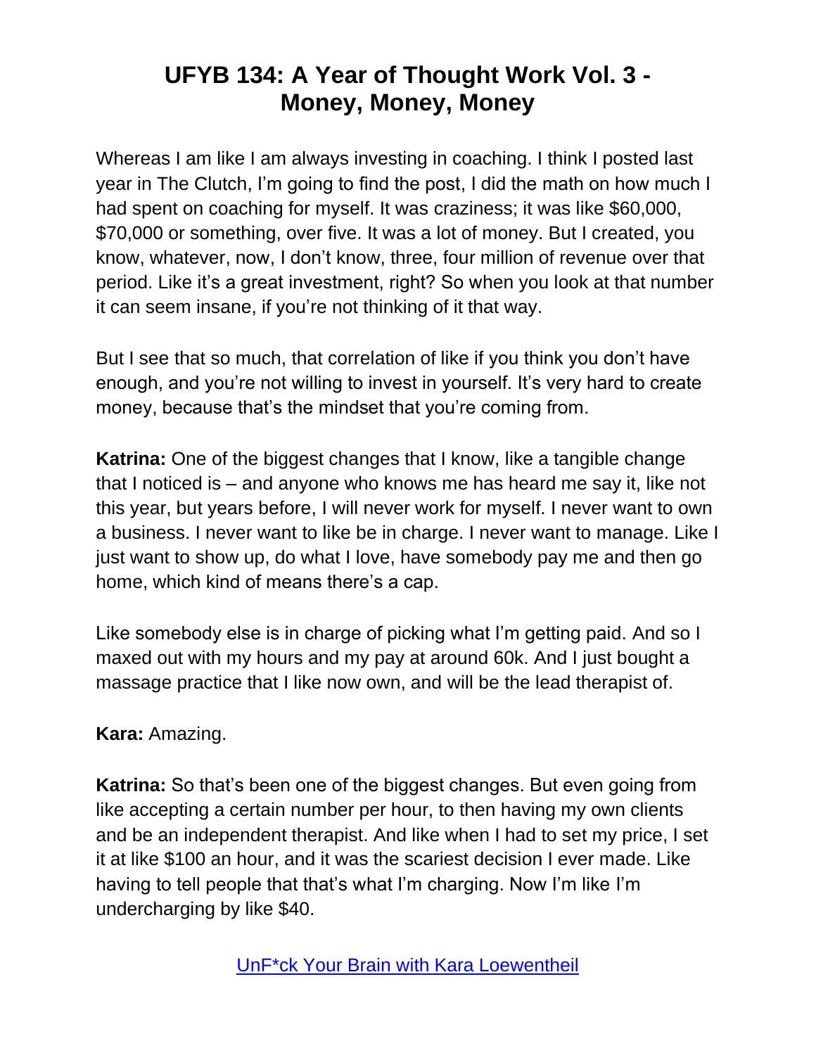Whereas I am like I am always investing in coaching. I think I posted last year in The Clutch, I'm going to find the post, I did the math on how much I had spent on coaching for myself. It was craziness; it was like $60,000, $70,000 or something, over five. It was a lot of money. But I created, you know, whatever, now, I don't know, three, four million of revenue over that period. Like it's a great investment, right? So when you look at that number it can seem insane, if you're not thinking of it that way.

But I see that so much, that correlation of like if you think you don't have enough, and you're not willing to invest in yourself. It's very hard to create money, because that's the mindset that you're coming from.

**Katrina:** One of the biggest changes that I know, like a tangible change that I noticed is – and anyone who knows me has heard me say it, like not this year, but years before, I will never work for myself. I never want to own a business. I never want to like be in charge. I never want to manage. Like I just want to show up, do what I love, have somebody pay me and then go home, which kind of means there's a cap.

Like somebody else is in charge of picking what I'm getting paid. And so I maxed out with my hours and my pay at around 60k. And I just bought a massage practice that I like now own, and will be the lead therapist of.

**Kara:** Amazing.

**Katrina:** So that's been one of the biggest changes. But even going from like accepting a certain number per hour, to then having my own clients and be an independent therapist. And like when I had to set my price, I set it at like $100 an hour, and it was the scariest decision I ever made. Like having to tell people that that's what I'm charging. Now I'm like I'm undercharging by like $40.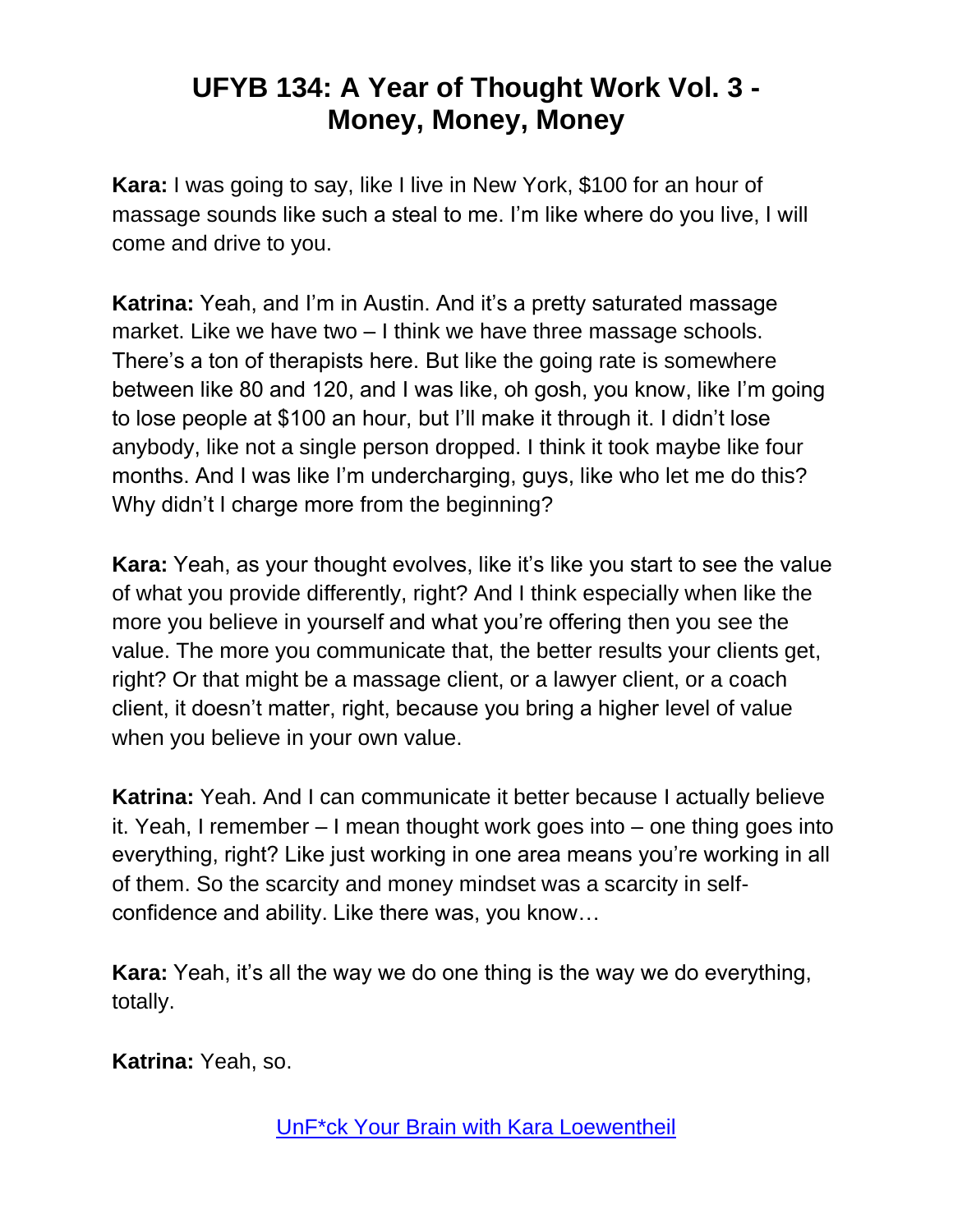**Kara:** I was going to say, like I live in New York, $100 for an hour of massage sounds like such a steal to me. I'm like where do you live, I will come and drive to you.

**Katrina:** Yeah, and I'm in Austin. And it's a pretty saturated massage market. Like we have two – I think we have three massage schools. There's a ton of therapists here. But like the going rate is somewhere between like 80 and 120, and I was like, oh gosh, you know, like I'm going to lose people at $100 an hour, but I'll make it through it. I didn't lose anybody, like not a single person dropped. I think it took maybe like four months. And I was like I'm undercharging, guys, like who let me do this? Why didn't I charge more from the beginning?

**Kara:** Yeah, as your thought evolves, like it's like you start to see the value of what you provide differently, right? And I think especially when like the more you believe in yourself and what you're offering then you see the value. The more you communicate that, the better results your clients get, right? Or that might be a massage client, or a lawyer client, or a coach client, it doesn't matter, right, because you bring a higher level of value when you believe in your own value.

**Katrina:** Yeah. And I can communicate it better because I actually believe it. Yeah, I remember – I mean thought work goes into – one thing goes into everything, right? Like just working in one area means you're working in all of them. So the scarcity and money mindset was a scarcity in self-confidence and ability. Like there was, you know…

**Kara:** Yeah, it's all the way we do one thing is the way we do everything, totally.

**Katrina:** Yeah, so.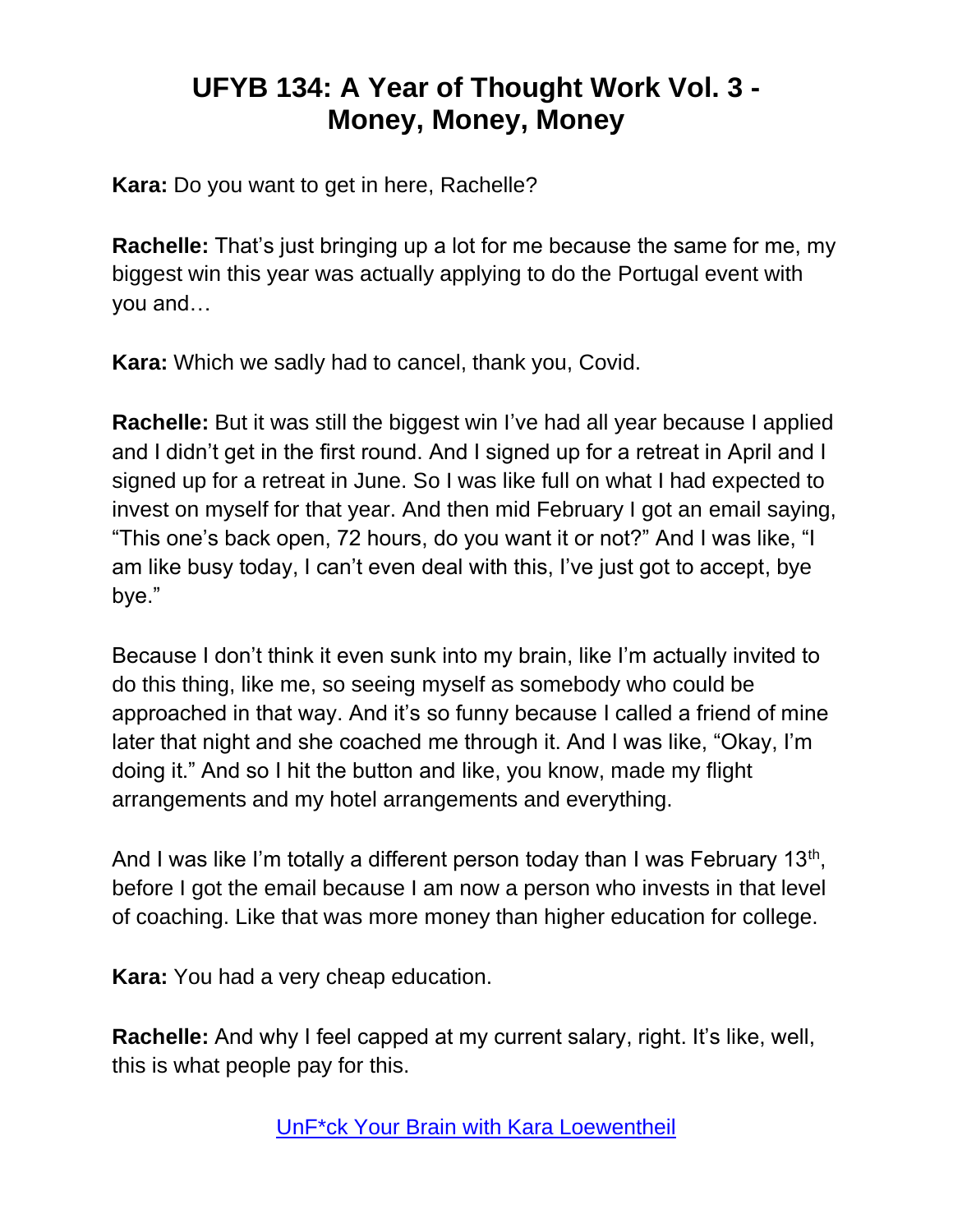# UFYB 134: A Year of Thought Work Vol. 3 - Money, Money, Money

**Kara:** Do you want to get in here, Rachelle?

**Rachelle:** That's just bringing up a lot for me because the same for me, my biggest win this year was actually applying to do the Portugal event with you and…

**Kara:** Which we sadly had to cancel, thank you, Covid.

**Rachelle:** But it was still the biggest win I've had all year because I applied and I didn't get in the first round. And I signed up for a retreat in April and I signed up for a retreat in June. So I was like full on what I had expected to invest on myself for that year. And then mid February I got an email saying, "This one's back open, 72 hours, do you want it or not?" And I was like, "I am like busy today, I can't even deal with this, I've just got to accept, bye bye."

Because I don't think it even sunk into my brain, like I'm actually invited to do this thing, like me, so seeing myself as somebody who could be approached in that way. And it's so funny because I called a friend of mine later that night and she coached me through it. And I was like, "Okay, I'm doing it." And so I hit the button and like, you know, made my flight arrangements and my hotel arrangements and everything.

And I was like I'm totally a different person today than I was February 13th, before I got the email because I am now a person who invests in that level of coaching. Like that was more money than higher education for college.

**Kara:** You had a very cheap education.

**Rachelle:** And why I feel capped at my current salary, right. It's like, well, this is what people pay for this.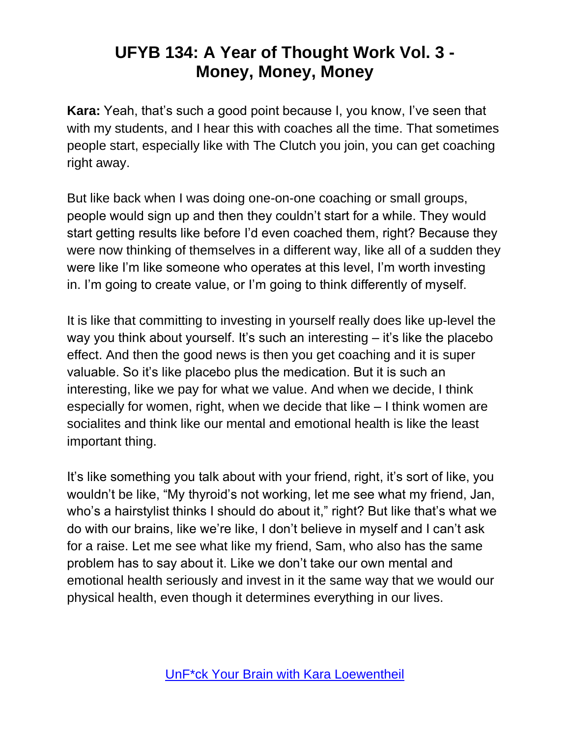**Kara:** Yeah, that's such a good point because I, you know, I've seen that with my students, and I hear this with coaches all the time. That sometimes people start, especially like with The Clutch you join, you can get coaching right away.

But like back when I was doing one-on-one coaching or small groups, people would sign up and then they couldn't start for a while. They would start getting results like before I'd even coached them, right? Because they were now thinking of themselves in a different way, like all of a sudden they were like I'm like someone who operates at this level, I'm worth investing in. I'm going to create value, or I'm going to think differently of myself.

It is like that committing to investing in yourself really does like up-level the way you think about yourself. It's such an interesting – it's like the placebo effect. And then the good news is then you get coaching and it is super valuable. So it's like placebo plus the medication. But it is such an interesting, like we pay for what we value. And when we decide, I think especially for women, right, when we decide that like – I think women are socialites and think like our mental and emotional health is like the least important thing.

It's like something you talk about with your friend, right, it's sort of like, you wouldn't be like, "My thyroid's not working, let me see what my friend, Jan, who's a hairstylist thinks I should do about it," right? But like that's what we do with our brains, like we're like, I don't believe in myself and I can't ask for a raise. Let me see what like my friend, Sam, who also has the same problem has to say about it. Like we don't take our own mental and emotional health seriously and invest in it the same way that we would our physical health, even though it determines everything in our lives.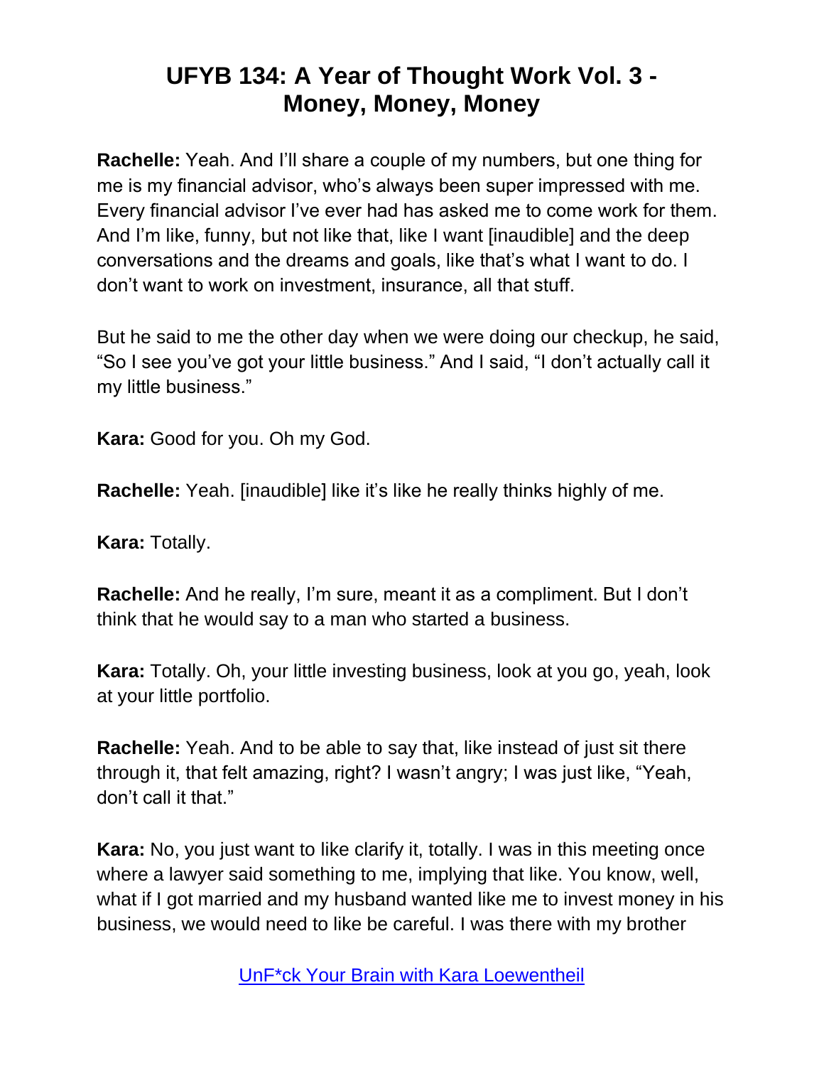**Rachelle:** Yeah. And I'll share a couple of my numbers, but one thing for me is my financial advisor, who's always been super impressed with me. Every financial advisor I've ever had has asked me to come work for them. And I'm like, funny, but not like that, like I want [inaudible] and the deep conversations and the dreams and goals, like that's what I want to do. I don't want to work on investment, insurance, all that stuff.

But he said to me the other day when we were doing our checkup, he said, "So I see you've got your little business." And I said, "I don't actually call it my little business."

**Kara:** Good for you. Oh my God.

**Rachelle:** Yeah. [inaudible] like it's like he really thinks highly of me.

**Kara:** Totally.

**Rachelle:** And he really, I'm sure, meant it as a compliment. But I don't think that he would say to a man who started a business.

**Kara:** Totally. Oh, your little investing business, look at you go, yeah, look at your little portfolio.

**Rachelle:** Yeah. And to be able to say that, like instead of just sit there through it, that felt amazing, right? I wasn't angry; I was just like, "Yeah, don't call it that."

**Kara:** No, you just want to like clarify it, totally. I was in this meeting once where a lawyer said something to me, implying that like. You know, well, what if I got married and my husband wanted like me to invest money in his business, we would need to like be careful. I was there with my brother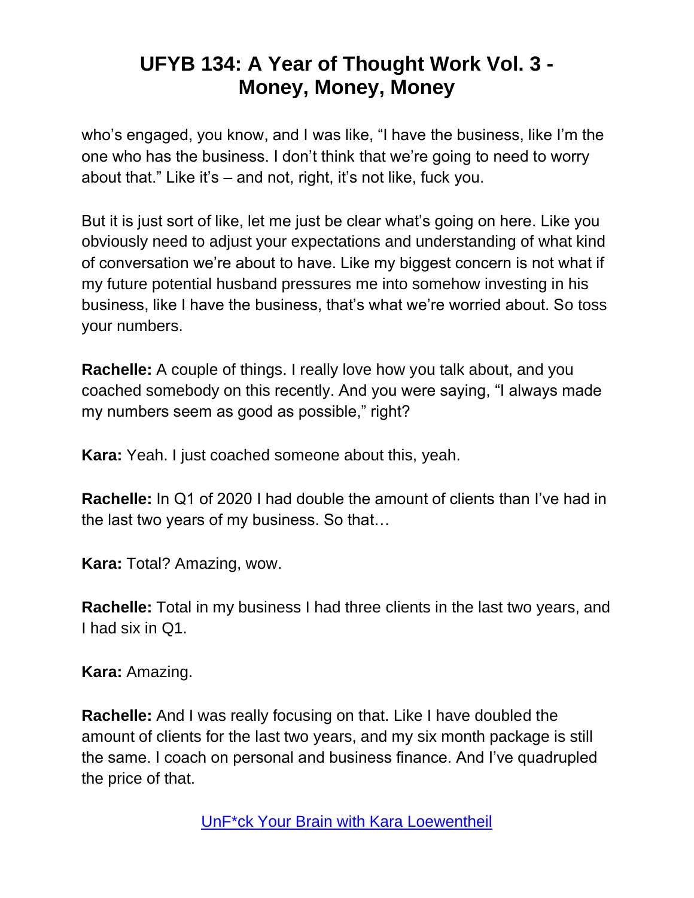who's engaged, you know, and I was like, "I have the business, like I'm the one who has the business. I don't think that we're going to need to worry about that." Like it's – and not, right, it's not like, fuck you.

But it is just sort of like, let me just be clear what's going on here. Like you obviously need to adjust your expectations and understanding of what kind of conversation we're about to have. Like my biggest concern is not what if my future potential husband pressures me into somehow investing in his business, like I have the business, that's what we're worried about. So toss your numbers.

**Rachelle:** A couple of things. I really love how you talk about, and you coached somebody on this recently. And you were saying, "I always made my numbers seem as good as possible," right?

**Kara:** Yeah. I just coached someone about this, yeah.

**Rachelle:** In Q1 of 2020 I had double the amount of clients than I've had in the last two years of my business. So that…

**Kara:** Total? Amazing, wow.

**Rachelle:** Total in my business I had three clients in the last two years, and I had six in Q1.

**Kara:** Amazing.

**Rachelle:** And I was really focusing on that. Like I have doubled the amount of clients for the last two years, and my six month package is still the same. I coach on personal and business finance. And I've quadrupled the price of that.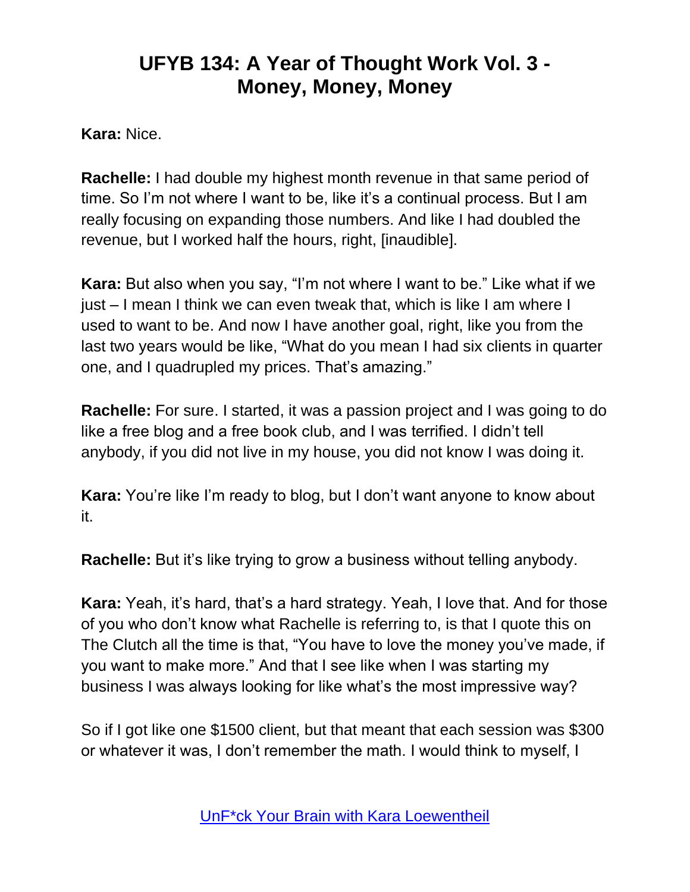**Kara:** Nice.

**Rachelle:** I had double my highest month revenue in that same period of time. So I'm not where I want to be, like it's a continual process. But I am really focusing on expanding those numbers. And like I had doubled the revenue, but I worked half the hours, right, [inaudible].

**Kara:** But also when you say, "I'm not where I want to be." Like what if we just – I mean I think we can even tweak that, which is like I am where I used to want to be. And now I have another goal, right, like you from the last two years would be like, "What do you mean I had six clients in quarter one, and I quadrupled my prices. That's amazing."

**Rachelle:** For sure. I started, it was a passion project and I was going to do like a free blog and a free book club, and I was terrified. I didn't tell anybody, if you did not live in my house, you did not know I was doing it.

**Kara:** You're like I'm ready to blog, but I don't want anyone to know about it.

**Rachelle:** But it's like trying to grow a business without telling anybody.

**Kara:** Yeah, it's hard, that's a hard strategy. Yeah, I love that. And for those of you who don't know what Rachelle is referring to, is that I quote this on The Clutch all the time is that, "You have to love the money you've made, if you want to make more." And that I see like when I was starting my business I was always looking for like what's the most impressive way?

So if I got like one $1500 client, but that meant that each session was $300 or whatever it was, I don't remember the math. I would think to myself, I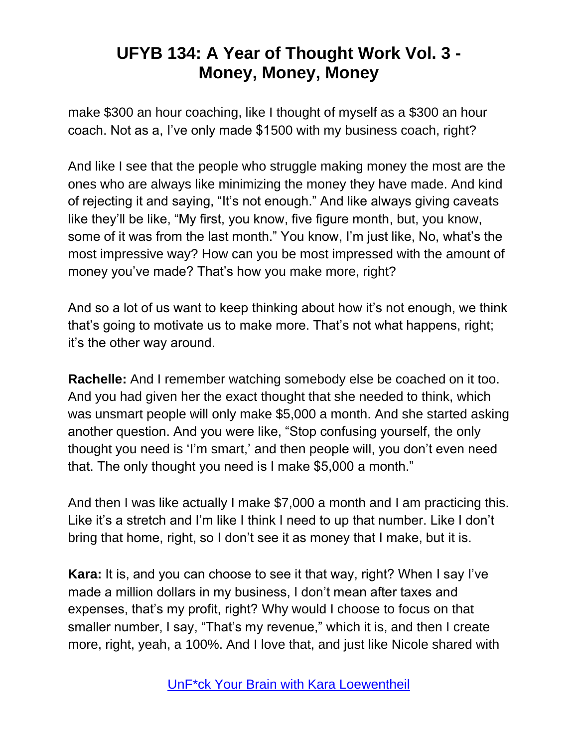make $300 an hour coaching, like I thought of myself as a $300 an hour coach. Not as a, I've only made $1500 with my business coach, right?

And like I see that the people who struggle making money the most are the ones who are always like minimizing the money they have made. And kind of rejecting it and saying, "It's not enough." And like always giving caveats like they'll be like, "My first, you know, five figure month, but, you know, some of it was from the last month." You know, I'm just like, No, what's the most impressive way? How can you be most impressed with the amount of money you've made? That's how you make more, right?

And so a lot of us want to keep thinking about how it's not enough, we think that's going to motivate us to make more. That's not what happens, right; it's the other way around.

**Rachelle:** And I remember watching somebody else be coached on it too. And you had given her the exact thought that she needed to think, which was unsmart people will only make $5,000 a month. And she started asking another question. And you were like, "Stop confusing yourself, the only thought you need is 'I'm smart,' and then people will, you don't even need that. The only thought you need is I make $5,000 a month."

And then I was like actually I make $7,000 a month and I am practicing this. Like it's a stretch and I'm like I think I need to up that number. Like I don't bring that home, right, so I don't see it as money that I make, but it is.

**Kara:** It is, and you can choose to see it that way, right? When I say I've made a million dollars in my business, I don't mean after taxes and expenses, that's my profit, right? Why would I choose to focus on that smaller number, I say, "That's my revenue," which it is, and then I create more, right, yeah, a 100%. And I love that, and just like Nicole shared with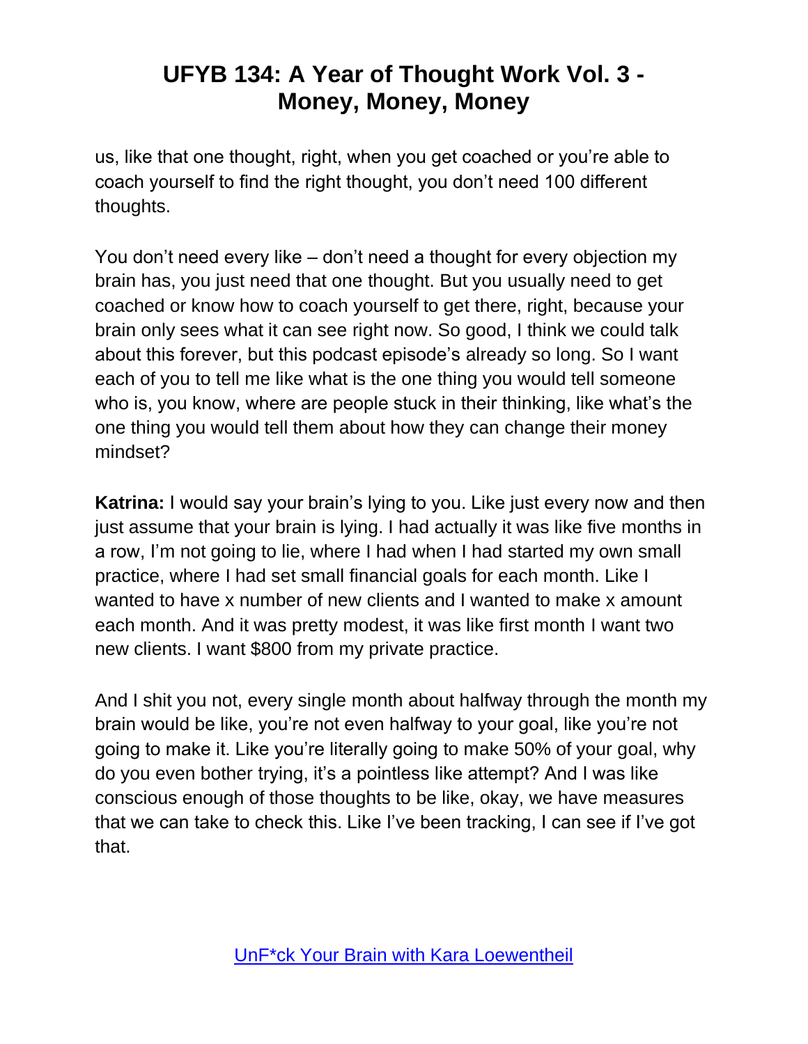us, like that one thought, right, when you get coached or you're able to coach yourself to find the right thought, you don't need 100 different thoughts.

You don't need every like – don't need a thought for every objection my brain has, you just need that one thought. But you usually need to get coached or know how to coach yourself to get there, right, because your brain only sees what it can see right now. So good, I think we could talk about this forever, but this podcast episode's already so long. So I want each of you to tell me like what is the one thing you would tell someone who is, you know, where are people stuck in their thinking, like what's the one thing you would tell them about how they can change their money mindset?

**Katrina:** I would say your brain's lying to you. Like just every now and then just assume that your brain is lying. I had actually it was like five months in a row, I'm not going to lie, where I had when I had started my own small practice, where I had set small financial goals for each month. Like I wanted to have x number of new clients and I wanted to make x amount each month. And it was pretty modest, it was like first month I want two new clients. I want $800 from my private practice.

And I shit you not, every single month about halfway through the month my brain would be like, you're not even halfway to your goal, like you're not going to make it. Like you're literally going to make 50% of your goal, why do you even bother trying, it's a pointless like attempt? And I was like conscious enough of those thoughts to be like, okay, we have measures that we can take to check this. Like I've been tracking, I can see if I've got that.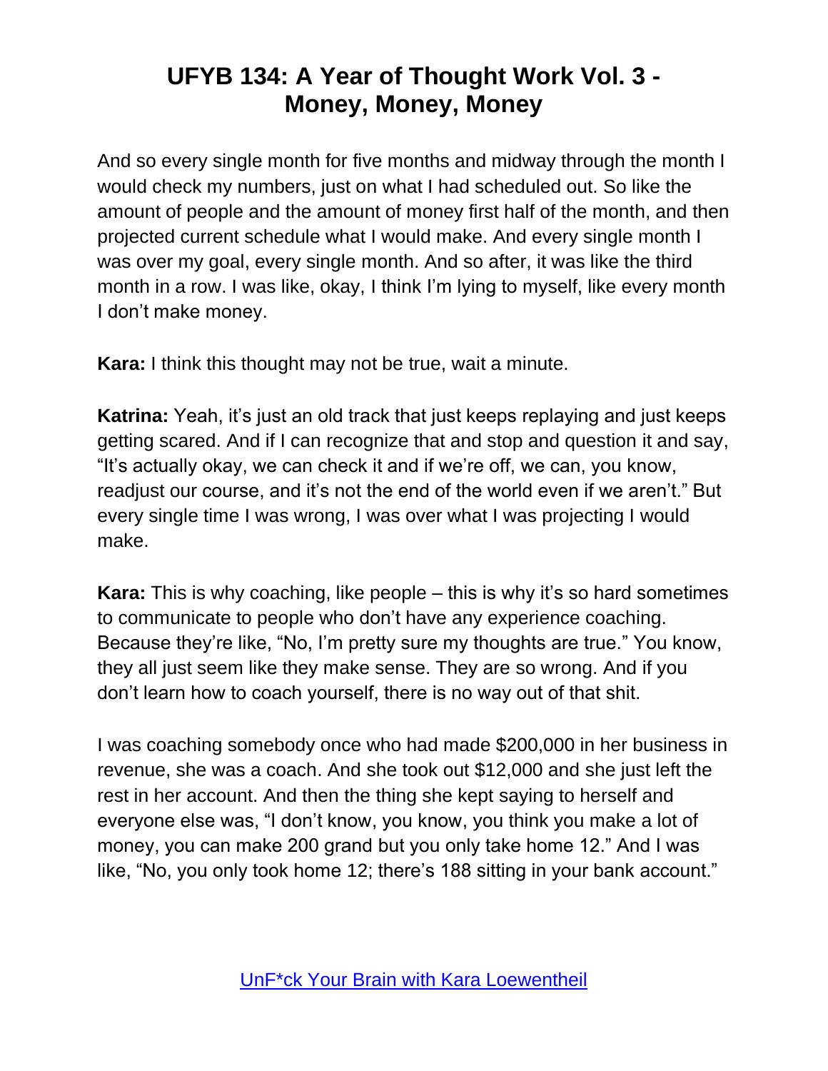And so every single month for five months and midway through the month I would check my numbers, just on what I had scheduled out. So like the amount of people and the amount of money first half of the month, and then projected current schedule what I would make. And every single month I was over my goal, every single month. And so after, it was like the third month in a row. I was like, okay, I think I'm lying to myself, like every month I don't make money.

**Kara:** I think this thought may not be true, wait a minute.

**Katrina:** Yeah, it's just an old track that just keeps replaying and just keeps getting scared. And if I can recognize that and stop and question it and say, "It's actually okay, we can check it and if we're off, we can, you know, readjust our course, and it's not the end of the world even if we aren't." But every single time I was wrong, I was over what I was projecting I would make.

**Kara:** This is why coaching, like people – this is why it's so hard sometimes to communicate to people who don't have any experience coaching. Because they're like, "No, I'm pretty sure my thoughts are true." You know, they all just seem like they make sense. They are so wrong. And if you don't learn how to coach yourself, there is no way out of that shit.

I was coaching somebody once who had made $200,000 in her business in revenue, she was a coach. And she took out $12,000 and she just left the rest in her account. And then the thing she kept saying to herself and everyone else was, "I don't know, you know, you think you make a lot of money, you can make 200 grand but you only take home 12." And I was like, "No, you only took home 12; there's 188 sitting in your bank account."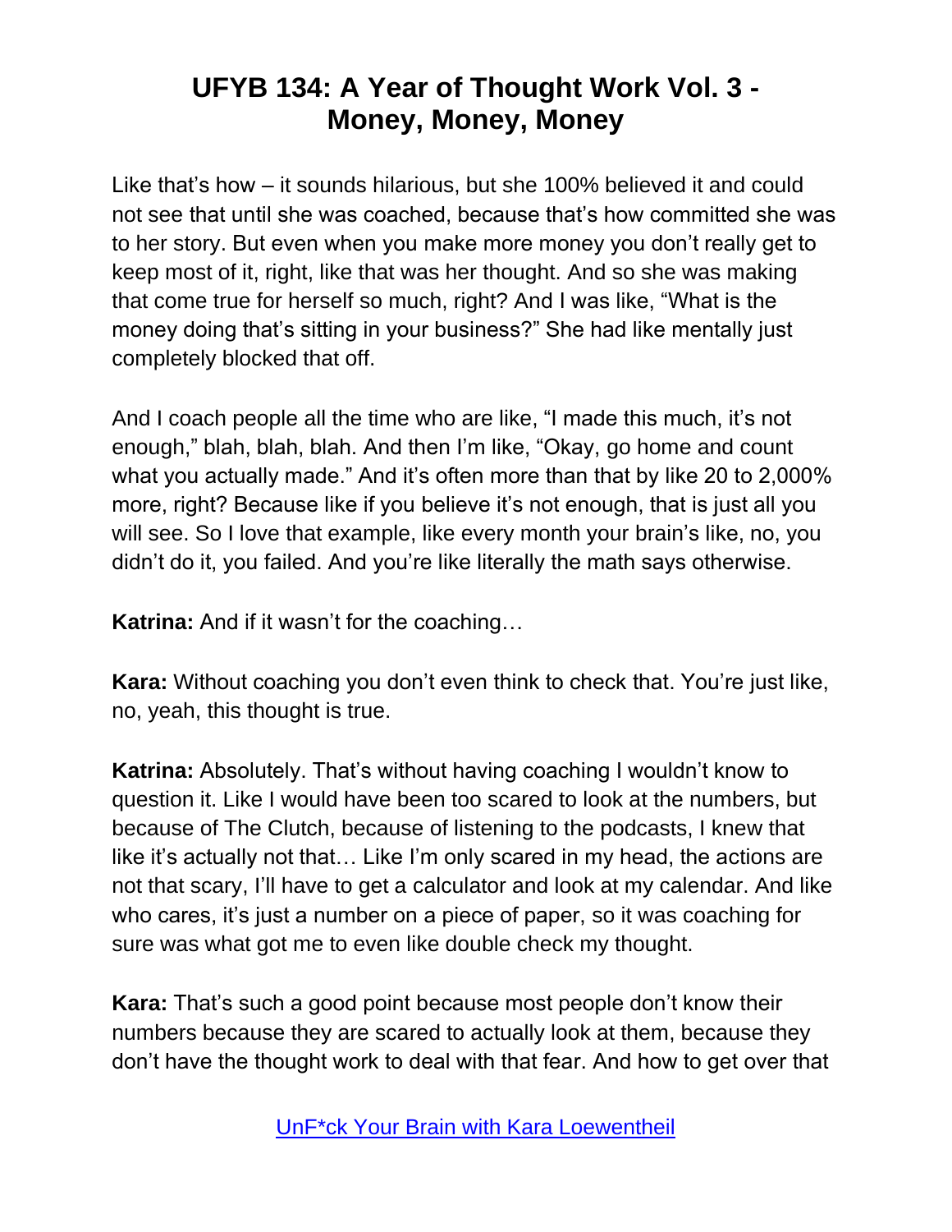Like that's how – it sounds hilarious, but she 100% believed it and could not see that until she was coached, because that's how committed she was to her story. But even when you make more money you don't really get to keep most of it, right, like that was her thought. And so she was making that come true for herself so much, right? And I was like, "What is the money doing that's sitting in your business?" She had like mentally just completely blocked that off.

And I coach people all the time who are like, "I made this much, it's not enough," blah, blah, blah. And then I'm like, "Okay, go home and count what you actually made." And it's often more than that by like 20 to 2,000% more, right? Because like if you believe it's not enough, that is just all you will see. So I love that example, like every month your brain's like, no, you didn't do it, you failed. And you're like literally the math says otherwise.

**Katrina:** And if it wasn't for the coaching…

**Kara:** Without coaching you don't even think to check that. You're just like, no, yeah, this thought is true.

**Katrina:** Absolutely. That's without having coaching I wouldn't know to question it. Like I would have been too scared to look at the numbers, but because of The Clutch, because of listening to the podcasts, I knew that like it's actually not that… Like I'm only scared in my head, the actions are not that scary, I'll have to get a calculator and look at my calendar. And like who cares, it's just a number on a piece of paper, so it was coaching for sure was what got me to even like double check my thought.

**Kara:** That's such a good point because most people don't know their numbers because they are scared to actually look at them, because they don't have the thought work to deal with that fear. And how to get over that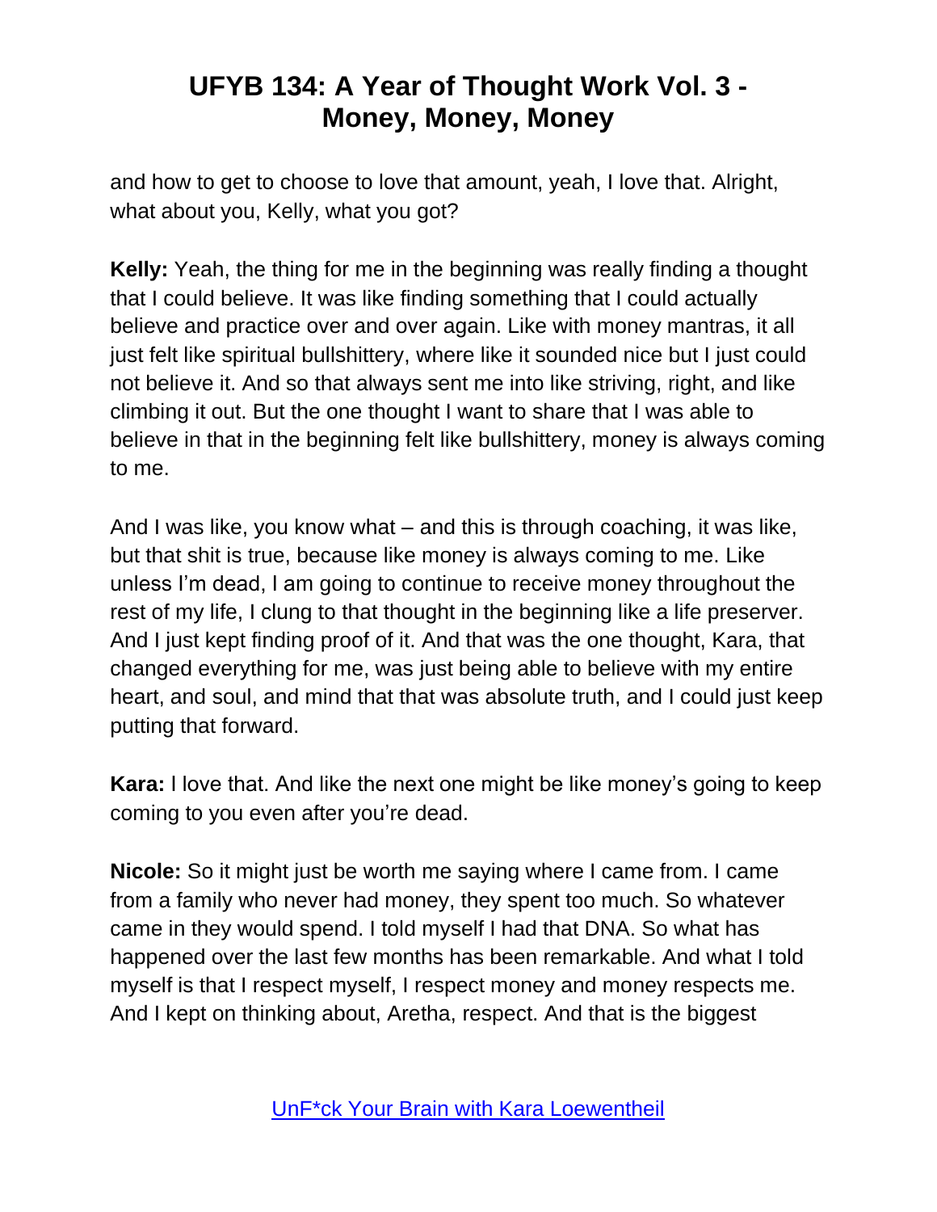and how to get to choose to love that amount, yeah, I love that. Alright, what about you, Kelly, what you got?

**Kelly:** Yeah, the thing for me in the beginning was really finding a thought that I could believe. It was like finding something that I could actually believe and practice over and over again. Like with money mantras, it all just felt like spiritual bullshittery, where like it sounded nice but I just could not believe it. And so that always sent me into like striving, right, and like climbing it out. But the one thought I want to share that I was able to believe in that in the beginning felt like bullshittery, money is always coming to me.

And I was like, you know what – and this is through coaching, it was like, but that shit is true, because like money is always coming to me. Like unless I'm dead, I am going to continue to receive money throughout the rest of my life, I clung to that thought in the beginning like a life preserver. And I just kept finding proof of it. And that was the one thought, Kara, that changed everything for me, was just being able to believe with my entire heart, and soul, and mind that that was absolute truth, and I could just keep putting that forward.

**Kara:** I love that. And like the next one might be like money's going to keep coming to you even after you're dead.

**Nicole:** So it might just be worth me saying where I came from. I came from a family who never had money, they spent too much. So whatever came in they would spend. I told myself I had that DNA. So what has happened over the last few months has been remarkable. And what I told myself is that I respect myself, I respect money and money respects me. And I kept on thinking about, Aretha, respect. And that is the biggest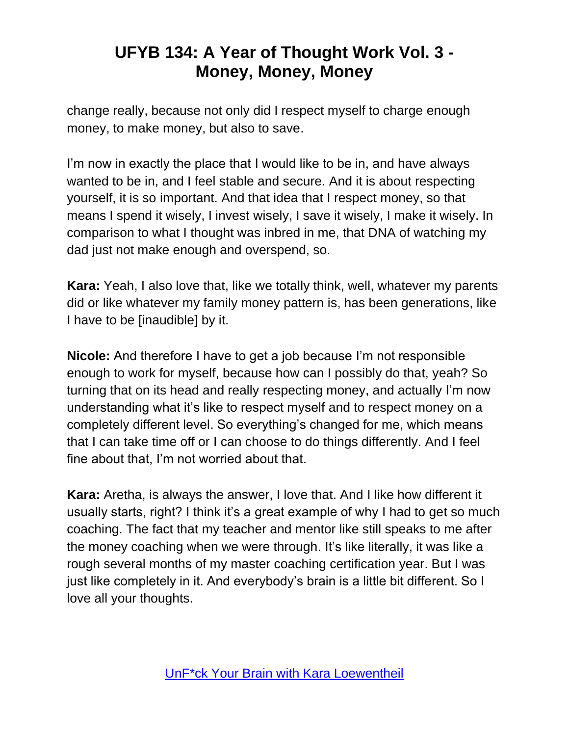change really, because not only did I respect myself to charge enough money, to make money, but also to save.

I'm now in exactly the place that I would like to be in, and have always wanted to be in, and I feel stable and secure. And it is about respecting yourself, it is so important. And that idea that I respect money, so that means I spend it wisely, I invest wisely, I save it wisely, I make it wisely. In comparison to what I thought was inbred in me, that DNA of watching my dad just not make enough and overspend, so.

**Kara:** Yeah, I also love that, like we totally think, well, whatever my parents did or like whatever my family money pattern is, has been generations, like I have to be [inaudible] by it.

**Nicole:** And therefore I have to get a job because I'm not responsible enough to work for myself, because how can I possibly do that, yeah? So turning that on its head and really respecting money, and actually I'm now understanding what it's like to respect myself and to respect money on a completely different level. So everything's changed for me, which means that I can take time off or I can choose to do things differently. And I feel fine about that, I'm not worried about that.

**Kara:** Aretha, is always the answer, I love that. And I like how different it usually starts, right? I think it's a great example of why I had to get so much coaching. The fact that my teacher and mentor like still speaks to me after the money coaching when we were through. It's like literally, it was like a rough several months of my master coaching certification year. But I was just like completely in it. And everybody's brain is a little bit different. So I love all your thoughts.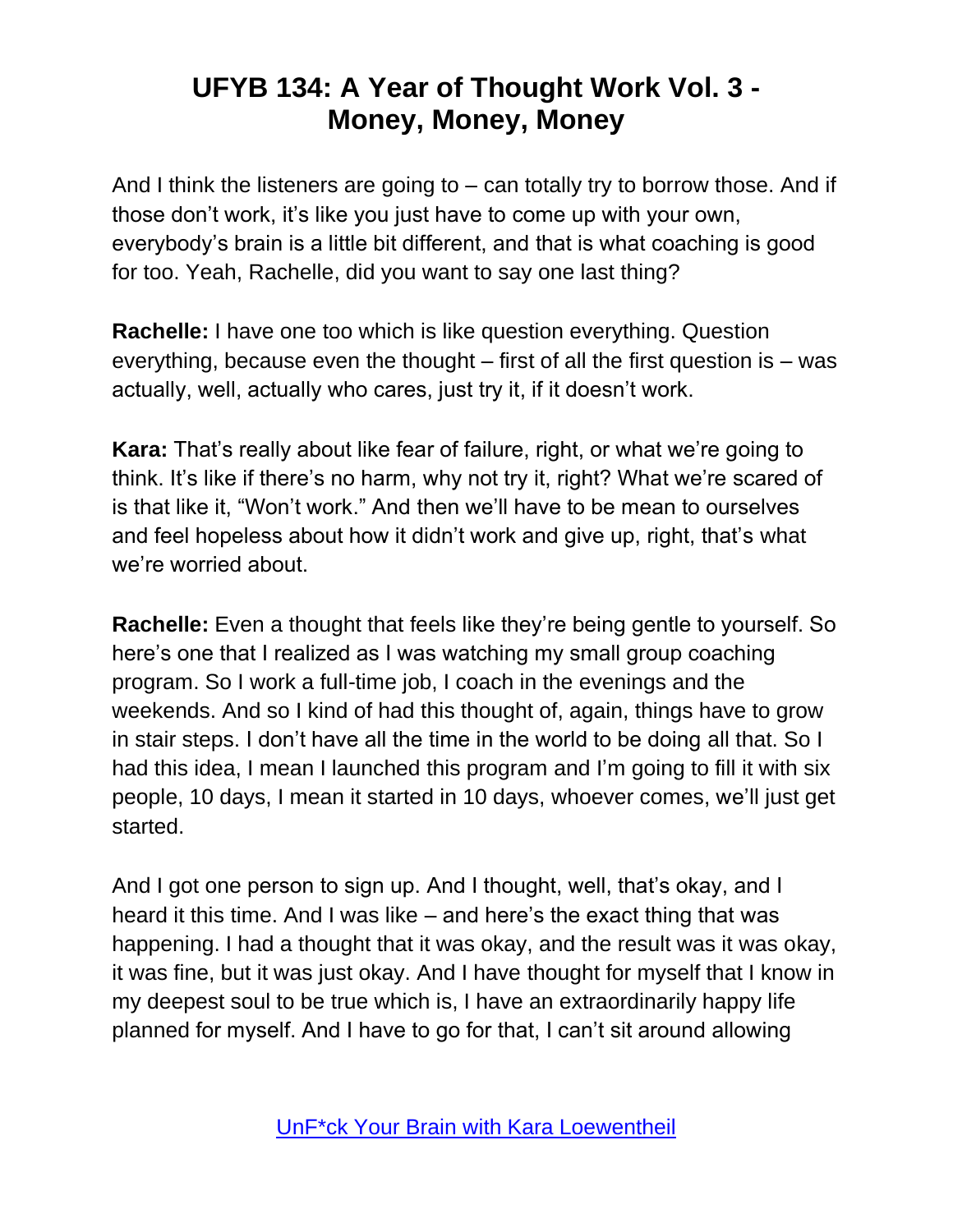And I think the listeners are going to – can totally try to borrow those. And if those don't work, it's like you just have to come up with your own, everybody's brain is a little bit different, and that is what coaching is good for too. Yeah, Rachelle, did you want to say one last thing?

**Rachelle:** I have one too which is like question everything. Question everything, because even the thought – first of all the first question is – was actually, well, actually who cares, just try it, if it doesn't work.

**Kara:** That's really about like fear of failure, right, or what we're going to think. It's like if there's no harm, why not try it, right? What we're scared of is that like it, "Won't work." And then we'll have to be mean to ourselves and feel hopeless about how it didn't work and give up, right, that's what we're worried about.

**Rachelle:** Even a thought that feels like they're being gentle to yourself. So here's one that I realized as I was watching my small group coaching program. So I work a full-time job, I coach in the evenings and the weekends. And so I kind of had this thought of, again, things have to grow in stair steps. I don't have all the time in the world to be doing all that. So I had this idea, I mean I launched this program and I'm going to fill it with six people, 10 days, I mean it started in 10 days, whoever comes, we'll just get started.

And I got one person to sign up. And I thought, well, that's okay, and I heard it this time. And I was like – and here's the exact thing that was happening. I had a thought that it was okay, and the result was it was okay, it was fine, but it was just okay. And I have thought for myself that I know in my deepest soul to be true which is, I have an extraordinarily happy life planned for myself. And I have to go for that, I can't sit around allowing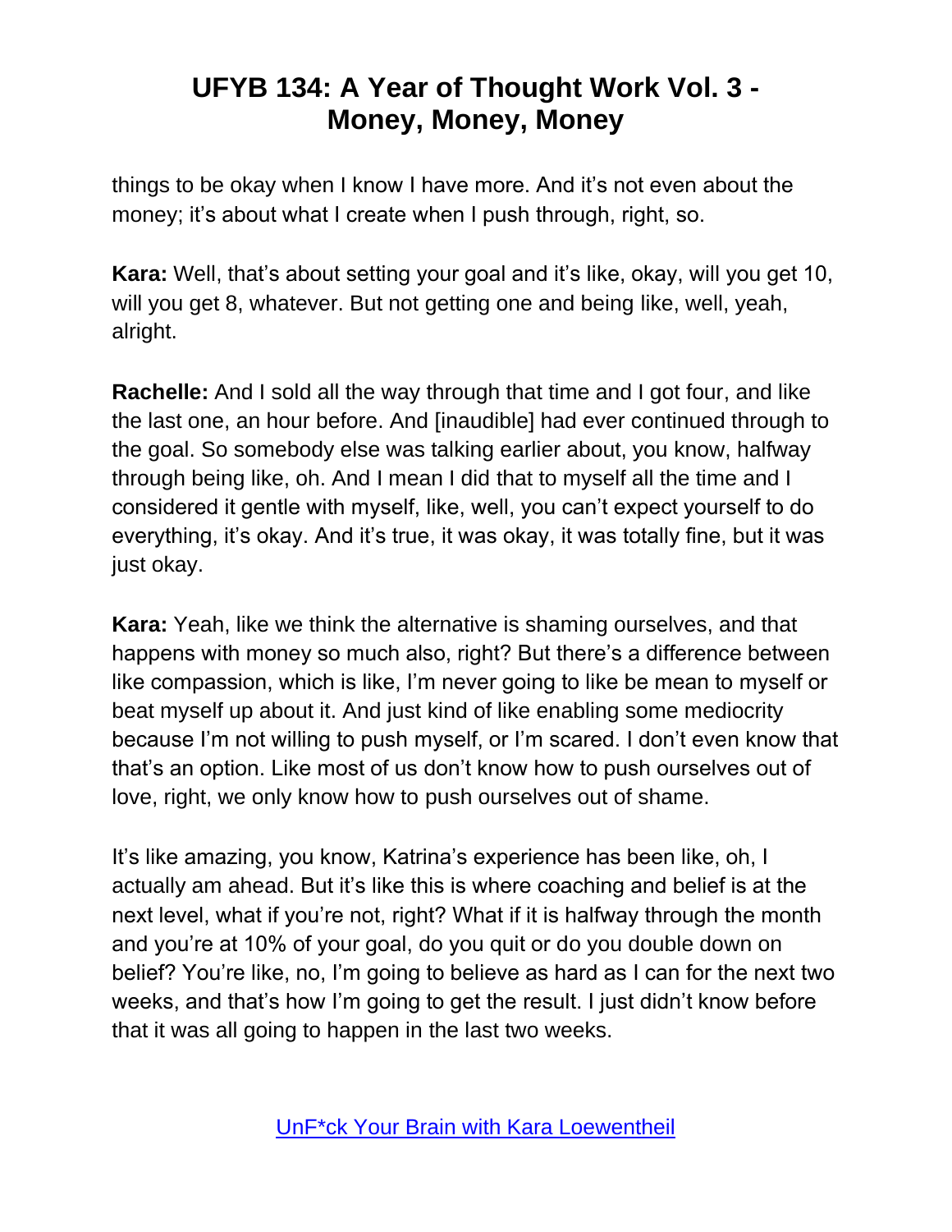things to be okay when I know I have more. And it's not even about the money; it's about what I create when I push through, right, so.

**Kara:** Well, that's about setting your goal and it's like, okay, will you get 10, will you get 8, whatever. But not getting one and being like, well, yeah, alright.

**Rachelle:** And I sold all the way through that time and I got four, and like the last one, an hour before. And [inaudible] had ever continued through to the goal. So somebody else was talking earlier about, you know, halfway through being like, oh. And I mean I did that to myself all the time and I considered it gentle with myself, like, well, you can't expect yourself to do everything, it's okay. And it's true, it was okay, it was totally fine, but it was just okay.

**Kara:** Yeah, like we think the alternative is shaming ourselves, and that happens with money so much also, right? But there's a difference between like compassion, which is like, I'm never going to like be mean to myself or beat myself up about it. And just kind of like enabling some mediocrity because I'm not willing to push myself, or I'm scared. I don't even know that that's an option. Like most of us don't know how to push ourselves out of love, right, we only know how to push ourselves out of shame.

It's like amazing, you know, Katrina's experience has been like, oh, I actually am ahead. But it's like this is where coaching and belief is at the next level, what if you're not, right? What if it is halfway through the month and you're at 10% of your goal, do you quit or do you double down on belief? You're like, no, I'm going to believe as hard as I can for the next two weeks, and that's how I'm going to get the result. I just didn't know before that it was all going to happen in the last two weeks.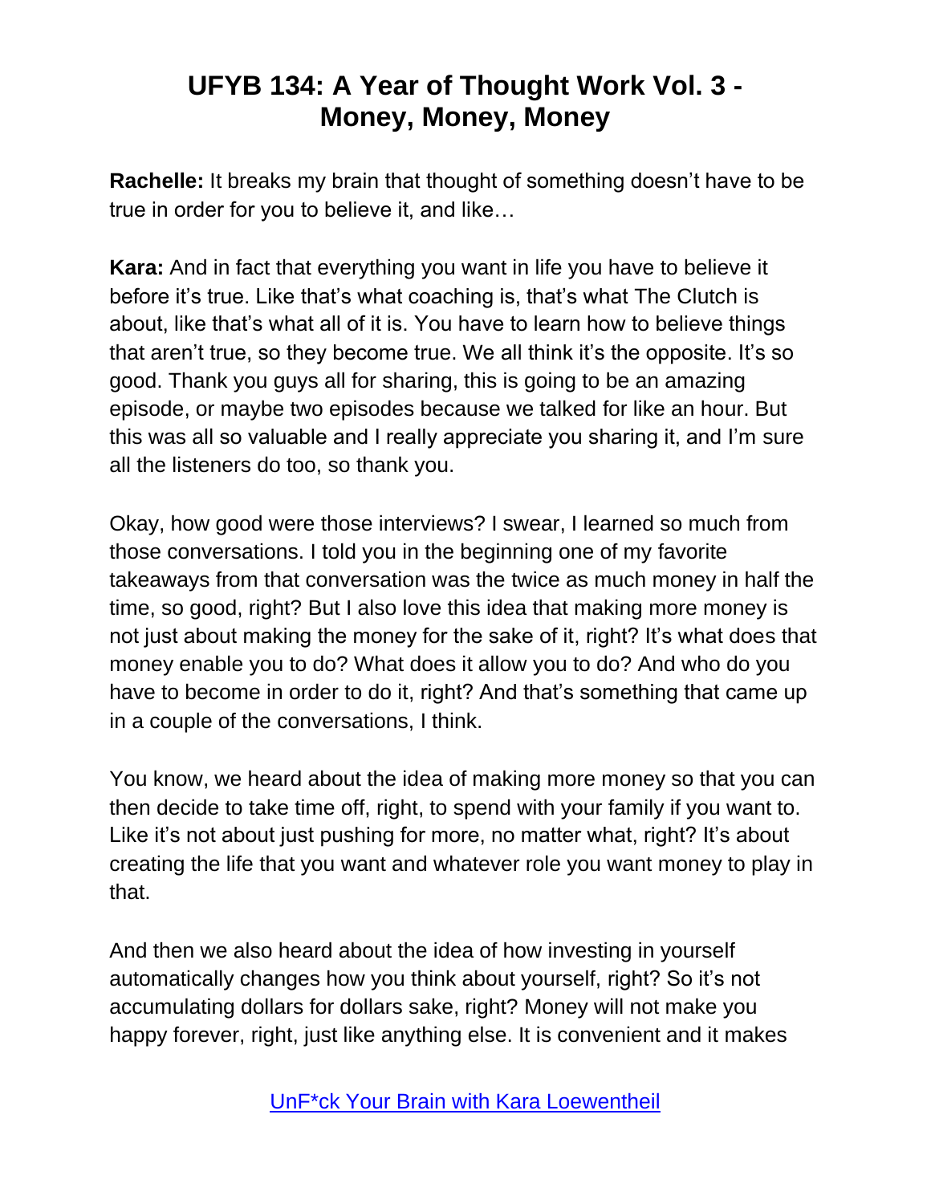# UFYB 134: A Year of Thought Work Vol. 3 - Money, Money, Money

**Rachelle:** It breaks my brain that thought of something doesn't have to be true in order for you to believe it, and like…

**Kara:** And in fact that everything you want in life you have to believe it before it's true. Like that's what coaching is, that's what The Clutch is about, like that's what all of it is. You have to learn how to believe things that aren't true, so they become true. We all think it's the opposite. It's so good. Thank you guys all for sharing, this is going to be an amazing episode, or maybe two episodes because we talked for like an hour. But this was all so valuable and I really appreciate you sharing it, and I'm sure all the listeners do too, so thank you.

Okay, how good were those interviews? I swear, I learned so much from those conversations. I told you in the beginning one of my favorite takeaways from that conversation was the twice as much money in half the time, so good, right? But I also love this idea that making more money is not just about making the money for the sake of it, right? It's what does that money enable you to do? What does it allow you to do? And who do you have to become in order to do it, right? And that's something that came up in a couple of the conversations, I think.

You know, we heard about the idea of making more money so that you can then decide to take time off, right, to spend with your family if you want to. Like it's not about just pushing for more, no matter what, right? It's about creating the life that you want and whatever role you want money to play in that.

And then we also heard about the idea of how investing in yourself automatically changes how you think about yourself, right? So it's not accumulating dollars for dollars sake, right? Money will not make you happy forever, right, just like anything else. It is convenient and it makes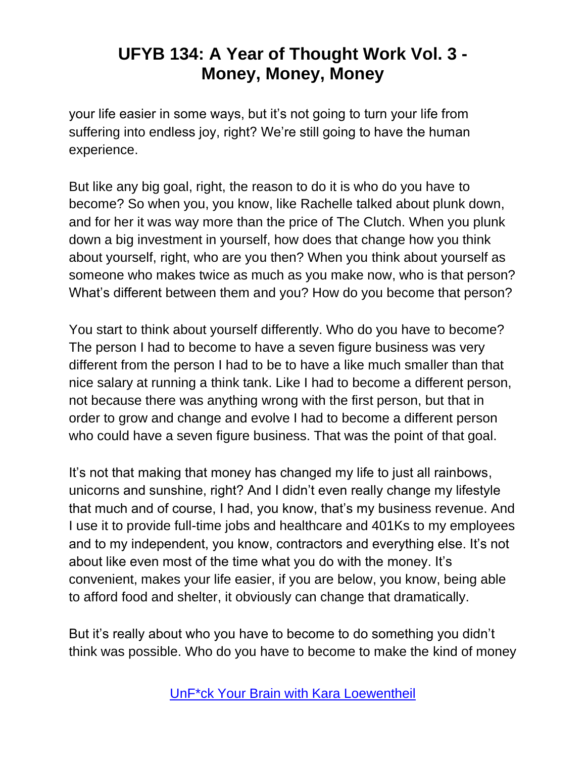your life easier in some ways, but it's not going to turn your life from suffering into endless joy, right? We're still going to have the human experience.

But like any big goal, right, the reason to do it is who do you have to become? So when you, you know, like Rachelle talked about plunk down, and for her it was way more than the price of The Clutch. When you plunk down a big investment in yourself, how does that change how you think about yourself, right, who are you then? When you think about yourself as someone who makes twice as much as you make now, who is that person? What's different between them and you? How do you become that person?

You start to think about yourself differently. Who do you have to become? The person I had to become to have a seven figure business was very different from the person I had to be to have a like much smaller than that nice salary at running a think tank. Like I had to become a different person, not because there was anything wrong with the first person, but that in order to grow and change and evolve I had to become a different person who could have a seven figure business. That was the point of that goal.

It's not that making that money has changed my life to just all rainbows, unicorns and sunshine, right? And I didn't even really change my lifestyle that much and of course, I had, you know, that's my business revenue. And I use it to provide full-time jobs and healthcare and 401Ks to my employees and to my independent, you know, contractors and everything else. It's not about like even most of the time what you do with the money. It's convenient, makes your life easier, if you are below, you know, being able to afford food and shelter, it obviously can change that dramatically.

But it's really about who you have to become to do something you didn't think was possible. Who do you have to become to make the kind of money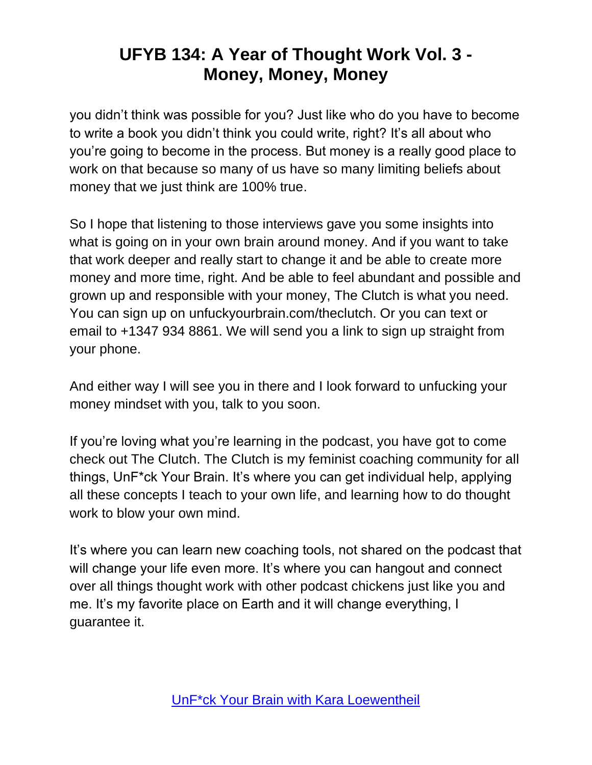you didn't think was possible for you? Just like who do you have to become to write a book you didn't think you could write, right? It's all about who you're going to become in the process. But money is a really good place to work on that because so many of us have so many limiting beliefs about money that we just think are 100% true.

So I hope that listening to those interviews gave you some insights into what is going on in your own brain around money. And if you want to take that work deeper and really start to change it and be able to create more money and more time, right. And be able to feel abundant and possible and grown up and responsible with your money, The Clutch is what you need. You can sign up on unfuckyourbrain.com/theclutch. Or you can text or email to +1347 934 8861. We will send you a link to sign up straight from your phone.

And either way I will see you in there and I look forward to unfucking your money mindset with you, talk to you soon.

If you're loving what you're learning in the podcast, you have got to come check out The Clutch. The Clutch is my feminist coaching community for all things, UnF*ck Your Brain. It's where you can get individual help, applying all these concepts I teach to your own life, and learning how to do thought work to blow your own mind.

It's where you can learn new coaching tools, not shared on the podcast that will change your life even more. It's where you can hangout and connect over all things thought work with other podcast chickens just like you and me. It's my favorite place on Earth and it will change everything, I guarantee it.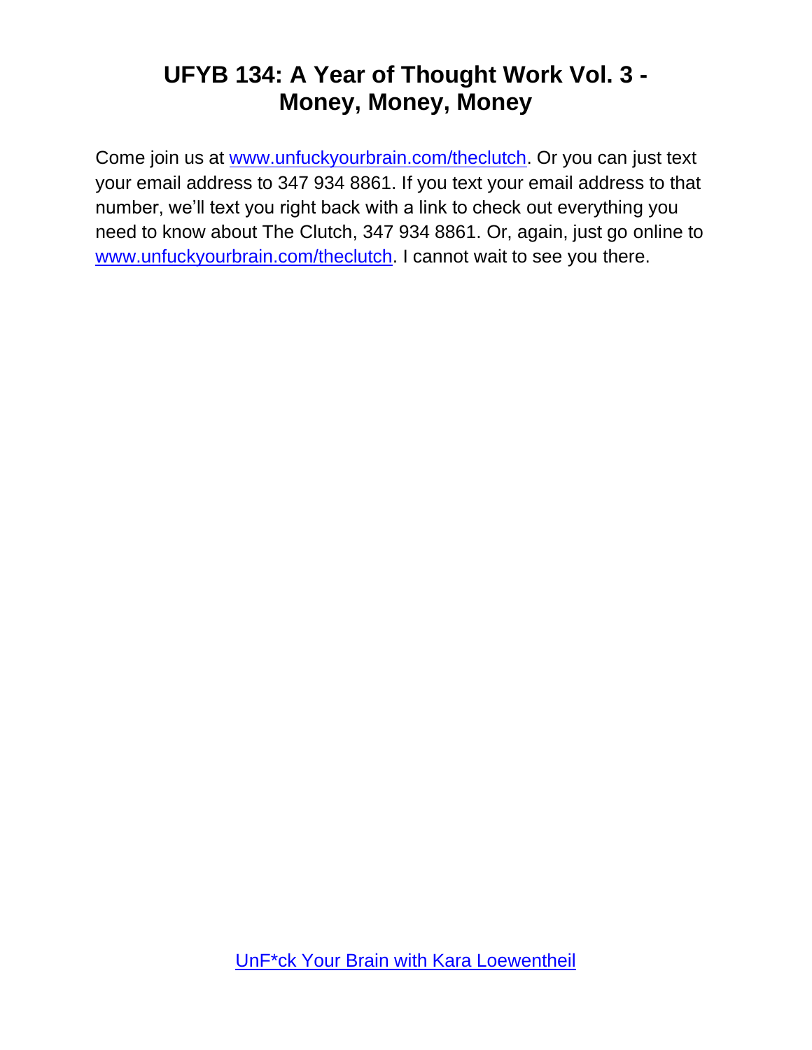Come join us at www.unfuckyourbrain.com/theclutch. Or you can just text your email address to 347 934 8861. If you text your email address to that number, we'll text you right back with a link to check out everything you need to know about The Clutch, 347 934 8861. Or, again, just go online to www.unfuckyourbrain.com/theclutch. I cannot wait to see you there.